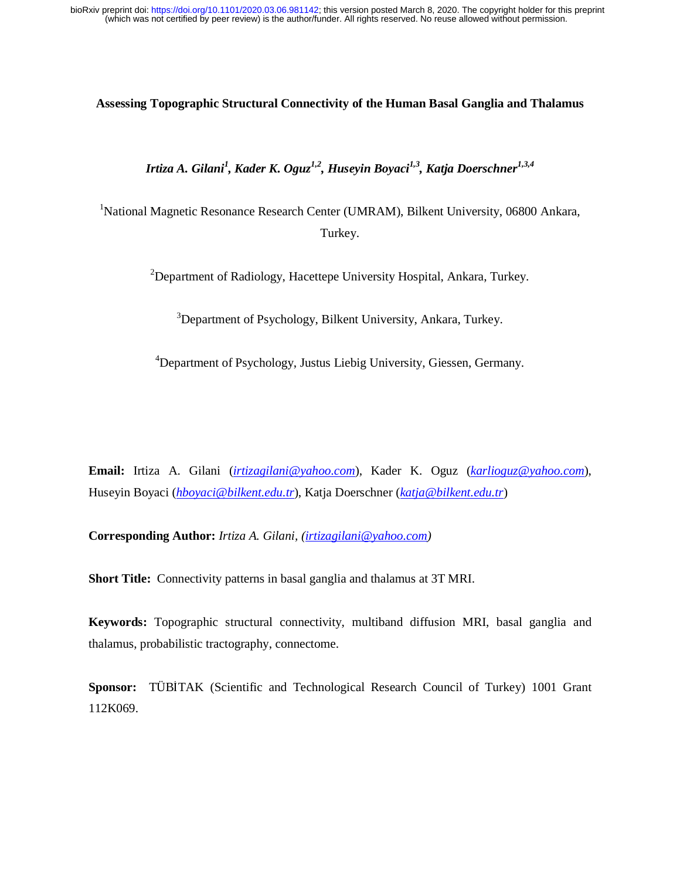# Assessing Topographic Structural Connectivity of the Human Basal Ganglia and Thalamus

***Irtiza A. Gilani[1], Kader K. Oguz[1,2], Huseyin Boyaci[1,3], Katja Doerschner[1,3,4]***

[1]National Magnetic Resonance Research Center (UMRAM), Bilkent University, 06800 Ankara, Turkey.

[2]Department of Radiology, Hacettepe University Hospital, Ankara, Turkey.

[3]Department of Psychology, Bilkent University, Ankara, Turkey.

[4]Department of Psychology, Justus Liebig University, Giessen, Germany.

**Email:** Irtiza A. Gilani (*irtizagilani@yahoo.com*), Kader K. Oguz (*karlioguz@yahoo.com*), Huseyin Boyaci (*hboyaci@bilkent.edu.tr*), Katja Doerschner (*katja@bilkent.edu.tr*)

**Corresponding Author:** *Irtiza A. Gilani, (irtizagilani@yahoo.com)*

**Short Title:** Connectivity patterns in basal ganglia and thalamus at 3T MRI.

**Keywords:** Topographic structural connectivity, multiband diffusion MRI, basal ganglia and thalamus, probabilistic tractography, connectome.

**Sponsor:** TÜBİTAK (Scientific and Technological Research Council of Turkey) 1001 Grant 112K069.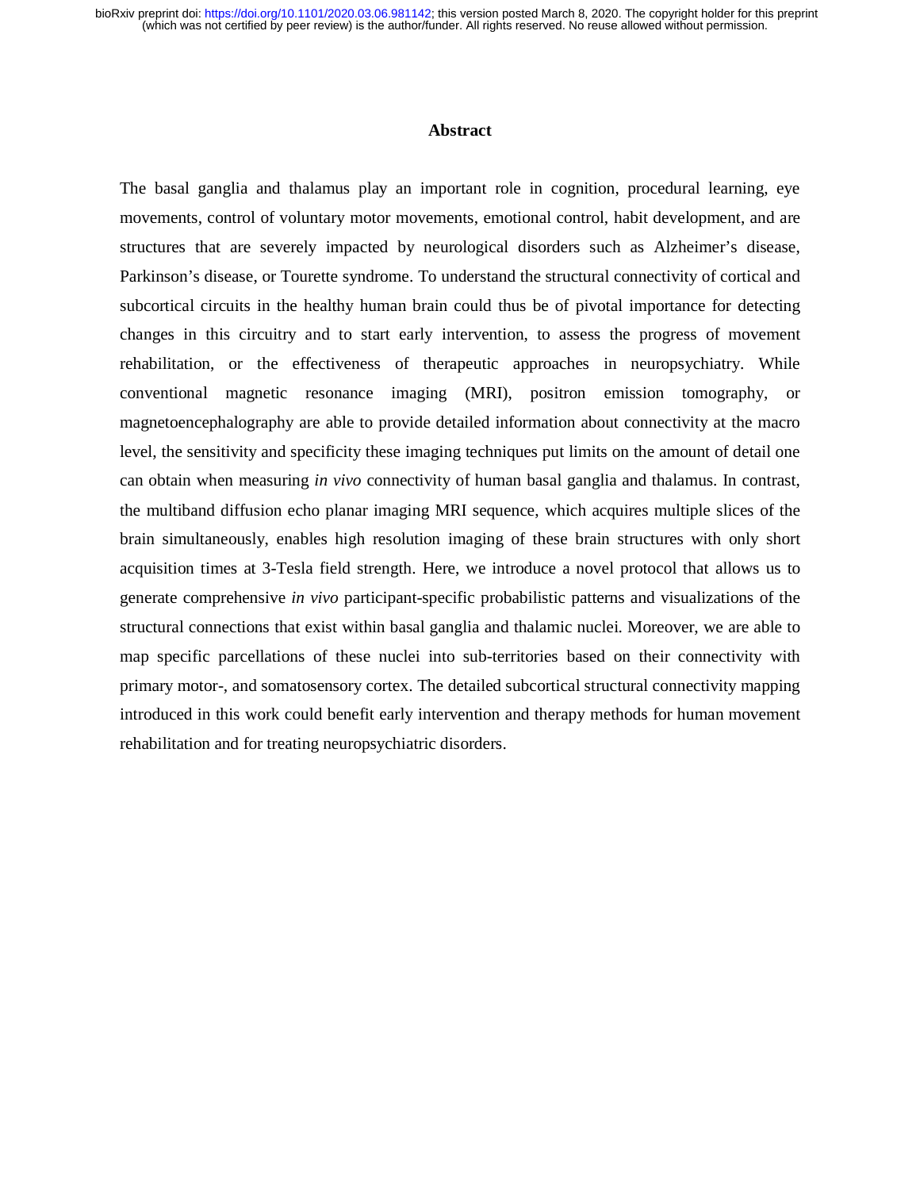## Abstract

The basal ganglia and thalamus play an important role in cognition, procedural learning, eye movements, control of voluntary motor movements, emotional control, habit development, and are structures that are severely impacted by neurological disorders such as Alzheimer's disease, Parkinson's disease, or Tourette syndrome. To understand the structural connectivity of cortical and subcortical circuits in the healthy human brain could thus be of pivotal importance for detecting changes in this circuitry and to start early intervention, to assess the progress of movement rehabilitation, or the effectiveness of therapeutic approaches in neuropsychiatry. While conventional magnetic resonance imaging (MRI), positron emission tomography, or magnetoencephalography are able to provide detailed information about connectivity at the macro level, the sensitivity and specificity these imaging techniques put limits on the amount of detail one can obtain when measuring *in vivo* connectivity of human basal ganglia and thalamus. In contrast, the multiband diffusion echo planar imaging MRI sequence, which acquires multiple slices of the brain simultaneously, enables high resolution imaging of these brain structures with only short acquisition times at 3-Tesla field strength. Here, we introduce a novel protocol that allows us to generate comprehensive *in vivo* participant-specific probabilistic patterns and visualizations of the structural connections that exist within basal ganglia and thalamic nuclei. Moreover, we are able to map specific parcellations of these nuclei into sub-territories based on their connectivity with primary motor-, and somatosensory cortex. The detailed subcortical structural connectivity mapping introduced in this work could benefit early intervention and therapy methods for human movement rehabilitation and for treating neuropsychiatric disorders.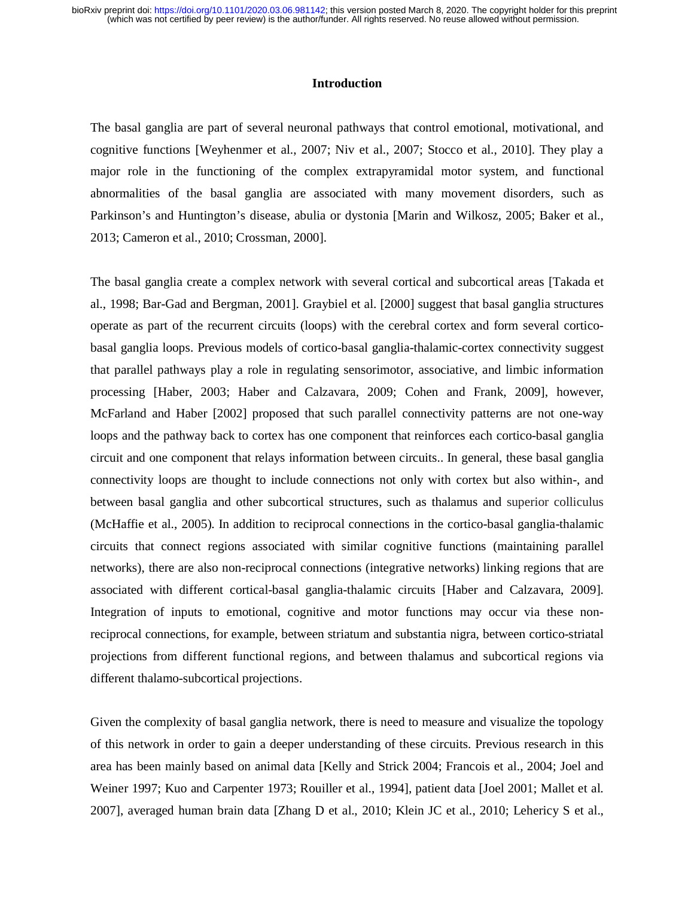## Introduction

The basal ganglia are part of several neuronal pathways that control emotional, motivational, and cognitive functions [Weyhenmer et al., 2007; Niv et al., 2007; Stocco et al., 2010]. They play a major role in the functioning of the complex extrapyramidal motor system, and functional abnormalities of the basal ganglia are associated with many movement disorders, such as Parkinson's and Huntington's disease, abulia or dystonia [Marin and Wilkosz, 2005; Baker et al., 2013; Cameron et al., 2010; Crossman, 2000].

The basal ganglia create a complex network with several cortical and subcortical areas [Takada et al., 1998; Bar-Gad and Bergman, 2001]. Graybiel et al. [2000] suggest that basal ganglia structures operate as part of the recurrent circuits (loops) with the cerebral cortex and form several cortico-basal ganglia loops. Previous models of cortico-basal ganglia-thalamic-cortex connectivity suggest that parallel pathways play a role in regulating sensorimotor, associative, and limbic information processing [Haber, 2003; Haber and Calzavara, 2009; Cohen and Frank, 2009], however, McFarland and Haber [2002] proposed that such parallel connectivity patterns are not one-way loops and the pathway back to cortex has one component that reinforces each cortico-basal ganglia circuit and one component that relays information between circuits.. In general, these basal ganglia connectivity loops are thought to include connections not only with cortex but also within-, and between basal ganglia and other subcortical structures, such as thalamus and superior colliculus (McHaffie et al., 2005). In addition to reciprocal connections in the cortico-basal ganglia-thalamic circuits that connect regions associated with similar cognitive functions (maintaining parallel networks), there are also non-reciprocal connections (integrative networks) linking regions that are associated with different cortical-basal ganglia-thalamic circuits [Haber and Calzavara, 2009]. Integration of inputs to emotional, cognitive and motor functions may occur via these non-reciprocal connections, for example, between striatum and substantia nigra, between cortico-striatal projections from different functional regions, and between thalamus and subcortical regions via different thalamo-subcortical projections.

Given the complexity of basal ganglia network, there is need to measure and visualize the topology of this network in order to gain a deeper understanding of these circuits. Previous research in this area has been mainly based on animal data [Kelly and Strick 2004; Francois et al., 2004; Joel and Weiner 1997; Kuo and Carpenter 1973; Rouiller et al., 1994], patient data [Joel 2001; Mallet et al. 2007], averaged human brain data [Zhang D et al., 2010; Klein JC et al., 2010; Lehericy S et al.,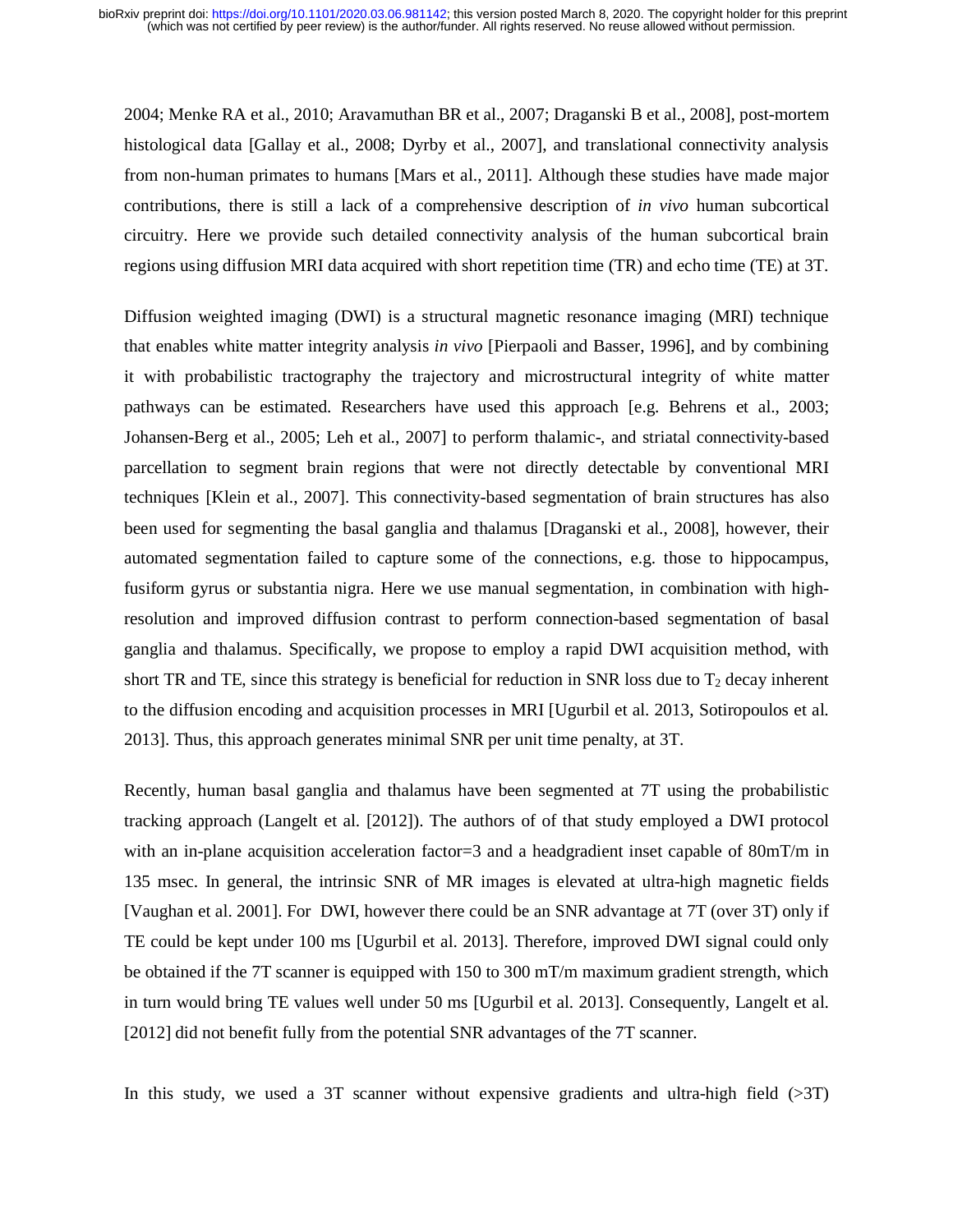2004; Menke RA et al., 2010; Aravamuthan BR et al., 2007; Draganski B et al., 2008], post-mortem histological data [Gallay et al., 2008; Dyrby et al., 2007], and translational connectivity analysis from non-human primates to humans [Mars et al., 2011]. Although these studies have made major contributions, there is still a lack of a comprehensive description of *in vivo* human subcortical circuitry. Here we provide such detailed connectivity analysis of the human subcortical brain regions using diffusion MRI data acquired with short repetition time (TR) and echo time (TE) at 3T.

Diffusion weighted imaging (DWI) is a structural magnetic resonance imaging (MRI) technique that enables white matter integrity analysis *in vivo* [Pierpaoli and Basser, 1996], and by combining it with probabilistic tractography the trajectory and microstructural integrity of white matter pathways can be estimated. Researchers have used this approach [e.g. Behrens et al., 2003; Johansen-Berg et al., 2005; Leh et al., 2007] to perform thalamic-, and striatal connectivity-based parcellation to segment brain regions that were not directly detectable by conventional MRI techniques [Klein et al., 2007]. This connectivity-based segmentation of brain structures has also been used for segmenting the basal ganglia and thalamus [Draganski et al., 2008], however, their automated segmentation failed to capture some of the connections, e.g. those to hippocampus, fusiform gyrus or substantia nigra. Here we use manual segmentation, in combination with high-resolution and improved diffusion contrast to perform connection-based segmentation of basal ganglia and thalamus. Specifically, we propose to employ a rapid DWI acquisition method, with short TR and TE, since this strategy is beneficial for reduction in SNR loss due to $T_2$ decay inherent to the diffusion encoding and acquisition processes in MRI [Ugurbil et al. 2013, Sotiropoulos et al. 2013]. Thus, this approach generates minimal SNR per unit time penalty, at 3T.

Recently, human basal ganglia and thalamus have been segmented at 7T using the probabilistic tracking approach (Langelt et al. [2012]). The authors of of that study employed a DWI protocol with an in-plane acquisition acceleration factor=3 and a headgradient inset capable of 80mT/m in 135 msec. In general, the intrinsic SNR of MR images is elevated at ultra-high magnetic fields [Vaughan et al. 2001]. For DWI, however there could be an SNR advantage at 7T (over 3T) only if TE could be kept under 100 ms [Ugurbil et al. 2013]. Therefore, improved DWI signal could only be obtained if the 7T scanner is equipped with 150 to 300 mT/m maximum gradient strength, which in turn would bring TE values well under 50 ms [Ugurbil et al. 2013]. Consequently, Langelt et al. [2012] did not benefit fully from the potential SNR advantages of the 7T scanner.

In this study, we used a 3T scanner without expensive gradients and ultra-high field (>3T)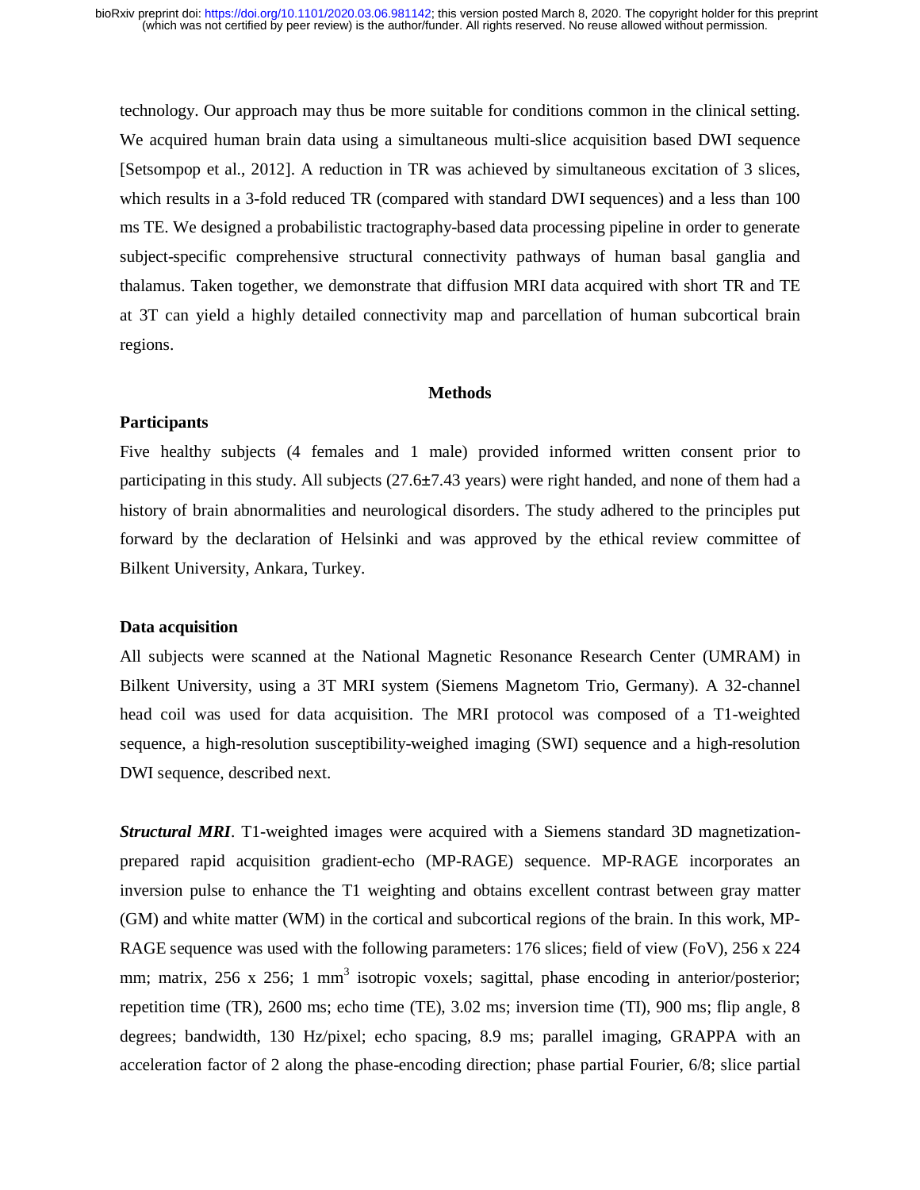technology. Our approach may thus be more suitable for conditions common in the clinical setting. We acquired human brain data using a simultaneous multi-slice acquisition based DWI sequence [Setsompop et al., 2012]. A reduction in TR was achieved by simultaneous excitation of 3 slices, which results in a 3-fold reduced TR (compared with standard DWI sequences) and a less than 100 ms TE. We designed a probabilistic tractography-based data processing pipeline in order to generate subject-specific comprehensive structural connectivity pathways of human basal ganglia and thalamus. Taken together, we demonstrate that diffusion MRI data acquired with short TR and TE at 3T can yield a highly detailed connectivity map and parcellation of human subcortical brain regions.

## Methods

### Participants

Five healthy subjects (4 females and 1 male) provided informed written consent prior to participating in this study. All subjects (27.6±7.43 years) were right handed, and none of them had a history of brain abnormalities and neurological disorders. The study adhered to the principles put forward by the declaration of Helsinki and was approved by the ethical review committee of Bilkent University, Ankara, Turkey.

### Data acquisition

All subjects were scanned at the National Magnetic Resonance Research Center (UMRAM) in Bilkent University, using a 3T MRI system (Siemens Magnetom Trio, Germany). A 32-channel head coil was used for data acquisition. The MRI protocol was composed of a T1-weighted sequence, a high-resolution susceptibility-weighed imaging (SWI) sequence and a high-resolution DWI sequence, described next.

***Structural MRI***. T1-weighted images were acquired with a Siemens standard 3D magnetization-prepared rapid acquisition gradient-echo (MP-RAGE) sequence. MP-RAGE incorporates an inversion pulse to enhance the T1 weighting and obtains excellent contrast between gray matter (GM) and white matter (WM) in the cortical and subcortical regions of the brain. In this work, MP-RAGE sequence was used with the following parameters: 176 slices; field of view (FoV), 256 x 224 mm; matrix, 256 x 256; 1 mm$^3$ isotropic voxels; sagittal, phase encoding in anterior/posterior; repetition time (TR), 2600 ms; echo time (TE), 3.02 ms; inversion time (TI), 900 ms; flip angle, 8 degrees; bandwidth, 130 Hz/pixel; echo spacing, 8.9 ms; parallel imaging, GRAPPA with an acceleration factor of 2 along the phase-encoding direction; phase partial Fourier, 6/8; slice partial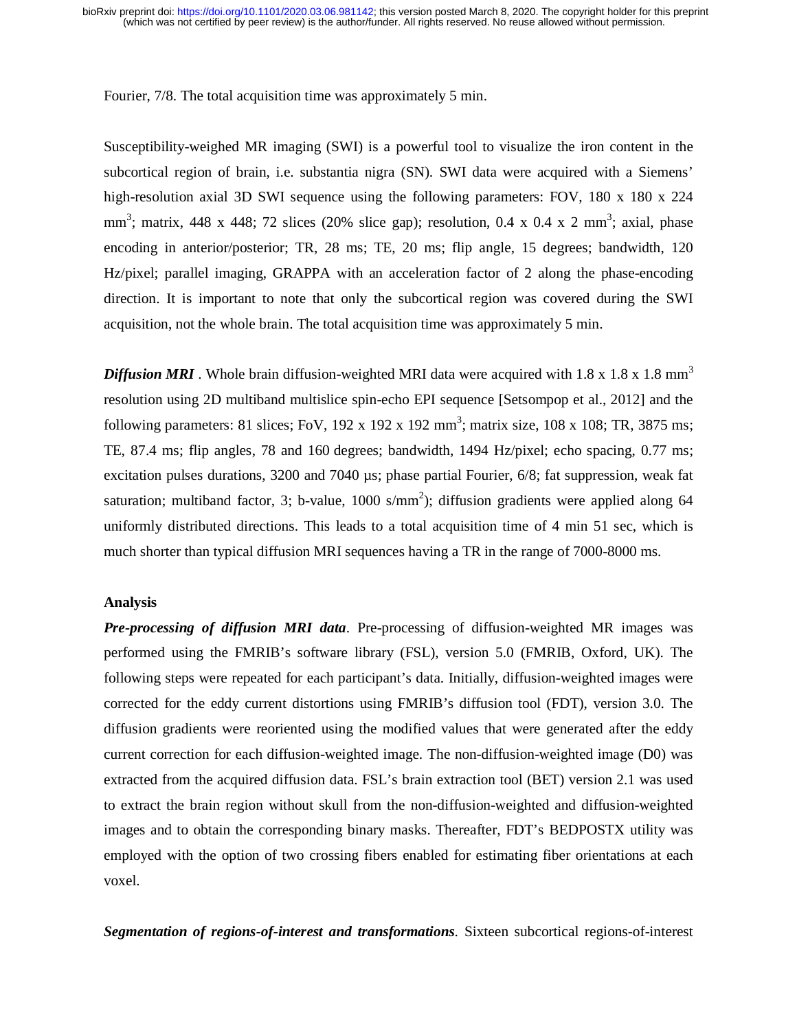Fourier, 7/8. The total acquisition time was approximately 5 min.

Susceptibility-weighed MR imaging (SWI) is a powerful tool to visualize the iron content in the subcortical region of brain, i.e. substantia nigra (SN). SWI data were acquired with a Siemens' high-resolution axial 3D SWI sequence using the following parameters: FOV, 180 x 180 x 224 $mm^3$; matrix, 448 x 448; 72 slices (20% slice gap); resolution, 0.4 x 0.4 x 2 $mm^3$; axial, phase encoding in anterior/posterior; TR, 28 ms; TE, 20 ms; flip angle, 15 degrees; bandwidth, 120 Hz/pixel; parallel imaging, GRAPPA with an acceleration factor of 2 along the phase-encoding direction. It is important to note that only the subcortical region was covered during the SWI acquisition, not the whole brain. The total acquisition time was approximately 5 min.

***Diffusion MRI*** . Whole brain diffusion-weighted MRI data were acquired with 1.8 x 1.8 x 1.8 $mm^3$ resolution using 2D multiband multislice spin-echo EPI sequence [Setsompop et al., 2012] and the following parameters: 81 slices; FoV, 192 x 192 x 192 $mm^3$; matrix size, 108 x 108; TR, 3875 ms; TE, 87.4 ms; flip angles, 78 and 160 degrees; bandwidth, 1494 Hz/pixel; echo spacing, 0.77 ms; excitation pulses durations, 3200 and 7040 µs; phase partial Fourier, 6/8; fat suppression, weak fat saturation; multiband factor, 3; b-value, 1000 $s/mm^2$); diffusion gradients were applied along 64 uniformly distributed directions. This leads to a total acquisition time of 4 min 51 sec, which is much shorter than typical diffusion MRI sequences having a TR in the range of 7000-8000 ms.

**Analysis**

***Pre-processing of diffusion MRI data***. Pre-processing of diffusion-weighted MR images was performed using the FMRIB's software library (FSL), version 5.0 (FMRIB, Oxford, UK). The following steps were repeated for each participant's data. Initially, diffusion-weighted images were corrected for the eddy current distortions using FMRIB's diffusion tool (FDT), version 3.0. The diffusion gradients were reoriented using the modified values that were generated after the eddy current correction for each diffusion-weighted image. The non-diffusion-weighted image (D0) was extracted from the acquired diffusion data. FSL's brain extraction tool (BET) version 2.1 was used to extract the brain region without skull from the non-diffusion-weighted and diffusion-weighted images and to obtain the corresponding binary masks. Thereafter, FDT's BEDPOSTX utility was employed with the option of two crossing fibers enabled for estimating fiber orientations at each voxel.

***Segmentation of regions-of-interest and transformations***. Sixteen subcortical regions-of-interest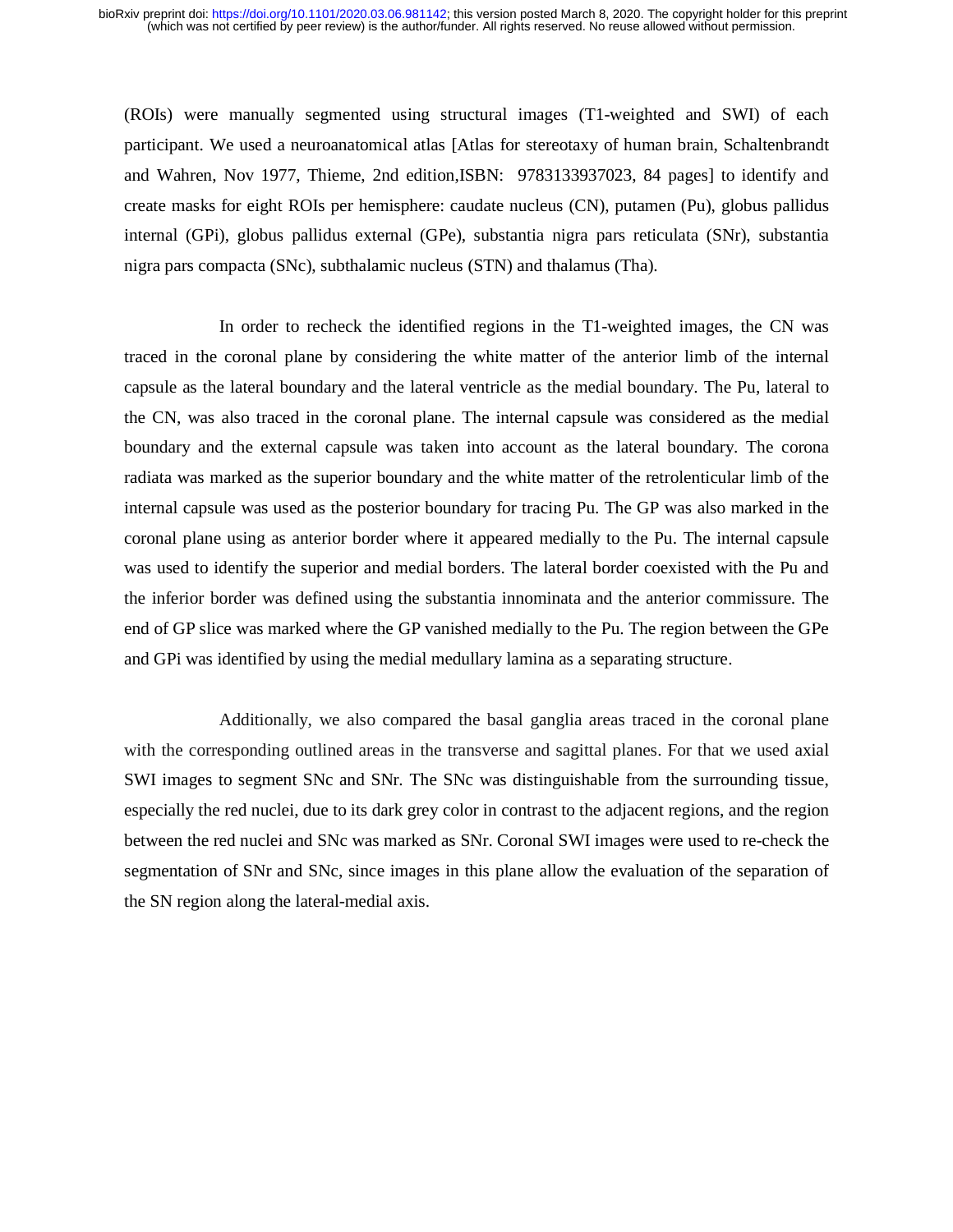(ROIs) were manually segmented using structural images (T1-weighted and SWI) of each participant. We used a neuroanatomical atlas [Atlas for stereotaxy of human brain, Schaltenbrandt and Wahren, Nov 1977, Thieme, 2nd edition,ISBN: 9783133937023, 84 pages] to identify and create masks for eight ROIs per hemisphere: caudate nucleus (CN), putamen (Pu), globus pallidus internal (GPi), globus pallidus external (GPe), substantia nigra pars reticulata (SNr), substantia nigra pars compacta (SNc), subthalamic nucleus (STN) and thalamus (Tha).

In order to recheck the identified regions in the T1-weighted images, the CN was traced in the coronal plane by considering the white matter of the anterior limb of the internal capsule as the lateral boundary and the lateral ventricle as the medial boundary. The Pu, lateral to the CN, was also traced in the coronal plane. The internal capsule was considered as the medial boundary and the external capsule was taken into account as the lateral boundary. The corona radiata was marked as the superior boundary and the white matter of the retrolenticular limb of the internal capsule was used as the posterior boundary for tracing Pu. The GP was also marked in the coronal plane using as anterior border where it appeared medially to the Pu. The internal capsule was used to identify the superior and medial borders. The lateral border coexisted with the Pu and the inferior border was defined using the substantia innominata and the anterior commissure. The end of GP slice was marked where the GP vanished medially to the Pu. The region between the GPe and GPi was identified by using the medial medullary lamina as a separating structure.

Additionally, we also compared the basal ganglia areas traced in the coronal plane with the corresponding outlined areas in the transverse and sagittal planes. For that we used axial SWI images to segment SNc and SNr. The SNc was distinguishable from the surrounding tissue, especially the red nuclei, due to its dark grey color in contrast to the adjacent regions, and the region between the red nuclei and SNc was marked as SNr. Coronal SWI images were used to re-check the segmentation of SNr and SNc, since images in this plane allow the evaluation of the separation of the SN region along the lateral-medial axis.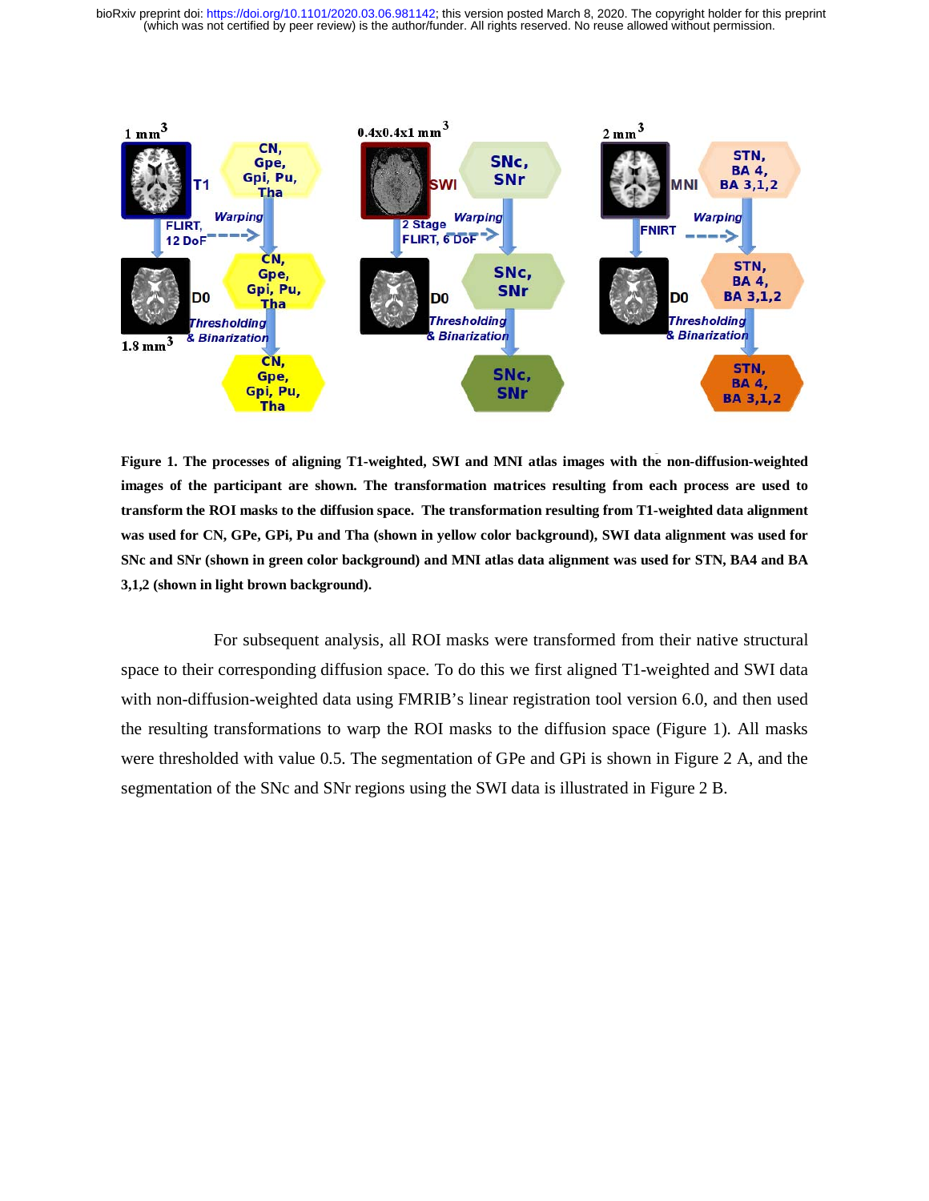**Figure 1. The processes of aligning T1-weighted, SWI and MNI atlas images with the non-diffusion-weighted images of the participant are shown. The transformation matrices resulting from each process are used to transform the ROI masks to the diffusion space. The transformation resulting from T1-weighted data alignment was used for CN, GPe, GPi, Pu and Tha (shown in yellow color background), SWI data alignment was used for SNc and SNr (shown in green color background) and MNI atlas data alignment was used for STN, BA4 and BA 3,1,2 (shown in light brown background).**

For subsequent analysis, all ROI masks were transformed from their native structural space to their corresponding diffusion space. To do this we first aligned T1-weighted and SWI data with non-diffusion-weighted data using FMRIB's linear registration tool version 6.0, and then used the resulting transformations to warp the ROI masks to the diffusion space (Figure 1). All masks were thresholded with value 0.5. The segmentation of GPe and GPi is shown in Figure 2 A, and the segmentation of the SNc and SNr regions using the SWI data is illustrated in Figure 2 B.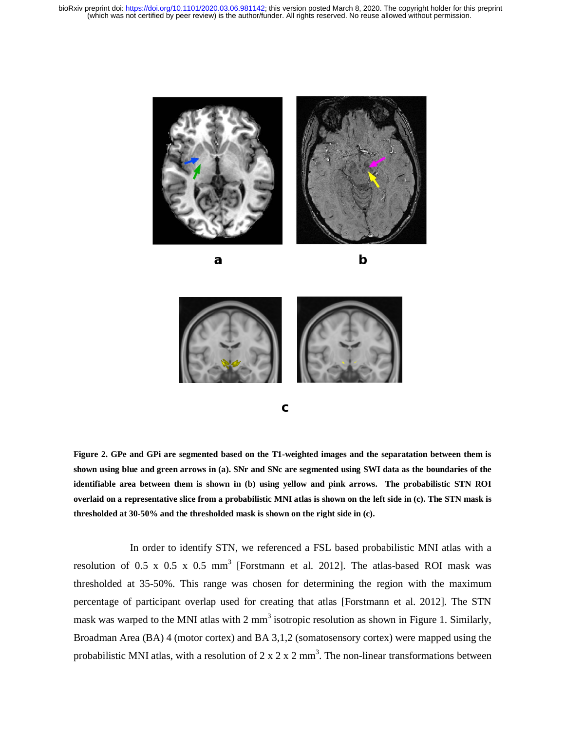**Figure 2. GPe and GPi are segmented based on the T1-weighted images and the separatation between them is shown using blue and green arrows in (a). SNr and SNc are segmented using SWI data as the boundaries of the identifiable area between them is shown in (b) using yellow and pink arrows. The probabilistic STN ROI overlaid on a representative slice from a probabilistic MNI atlas is shown on the left side in (c). The STN mask is thresholded at 30-50% and the thresholded mask is shown on the right side in (c).**

In order to identify STN, we referenced a FSL based probabilistic MNI atlas with a resolution of 0.5 x 0.5 x 0.5 $mm^3$ [Forstmann et al. 2012]. The atlas-based ROI mask was thresholded at 35-50%. This range was chosen for determining the region with the maximum percentage of participant overlap used for creating that atlas [Forstmann et al. 2012]. The STN mask was warped to the MNI atlas with 2 $mm^3$ isotropic resolution as shown in Figure 1. Similarly, Broadman Area (BA) 4 (motor cortex) and BA 3,1,2 (somatosensory cortex) were mapped using the probabilistic MNI atlas, with a resolution of 2 x 2 x 2 $mm^3$. The non-linear transformations between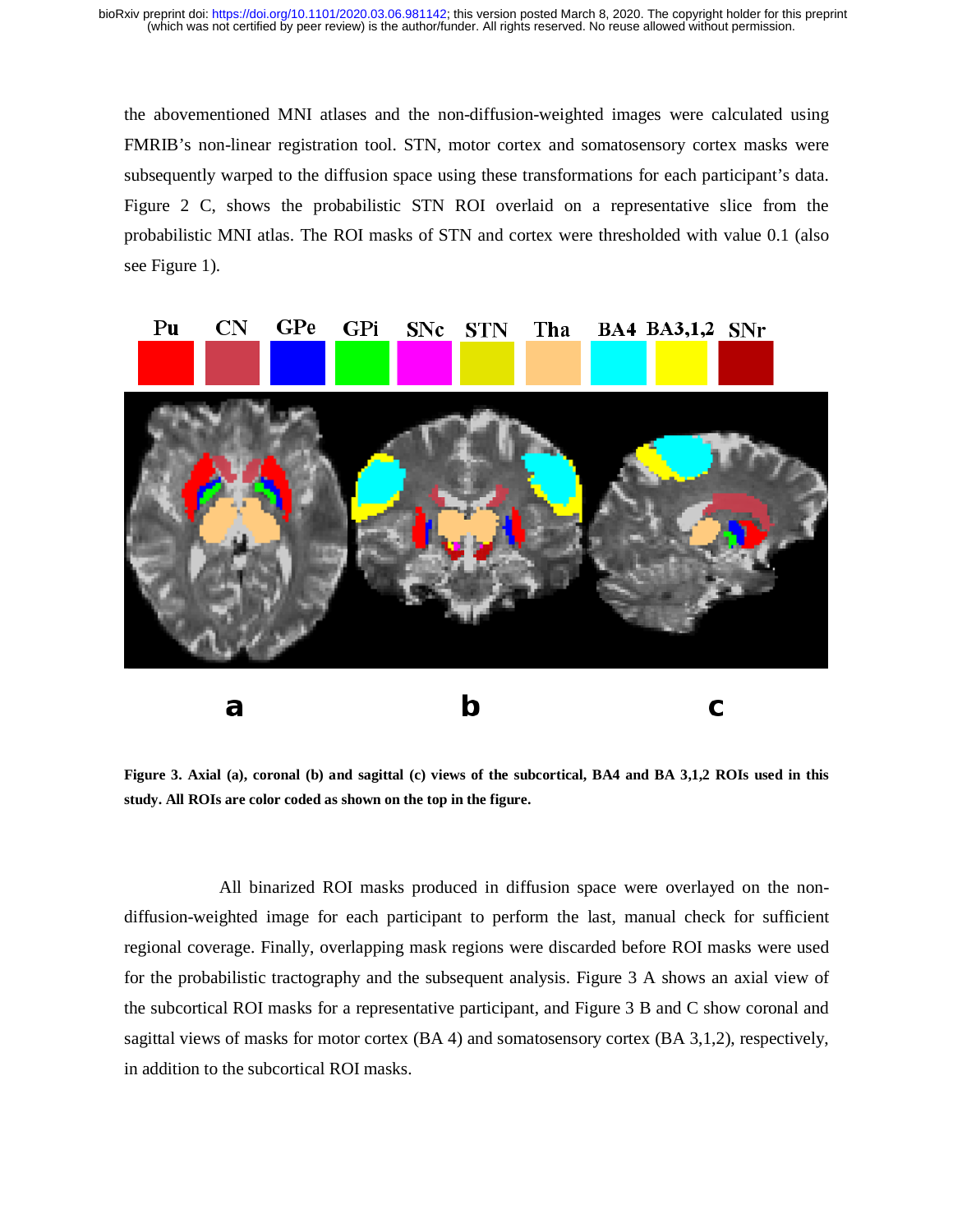the abovementioned MNI atlases and the non-diffusion-weighted images were calculated using FMRIB's non-linear registration tool. STN, motor cortex and somatosensory cortex masks were subsequently warped to the diffusion space using these transformations for each participant's data. Figure 2 C, shows the probabilistic STN ROI overlaid on a representative slice from the probabilistic MNI atlas. The ROI masks of STN and cortex were thresholded with value 0.1 (also see Figure 1).

**Figure 3. Axial (a), coronal (b) and sagittal (c) views of the subcortical, BA4 and BA 3,1,2 ROIs used in this study. All ROIs are color coded as shown on the top in the figure.**

All binarized ROI masks produced in diffusion space were overlayed on the non-diffusion-weighted image for each participant to perform the last, manual check for sufficient regional coverage. Finally, overlapping mask regions were discarded before ROI masks were used for the probabilistic tractography and the subsequent analysis. Figure 3 A shows an axial view of the subcortical ROI masks for a representative participant, and Figure 3 B and C show coronal and sagittal views of masks for motor cortex (BA 4) and somatosensory cortex (BA 3,1,2), respectively, in addition to the subcortical ROI masks.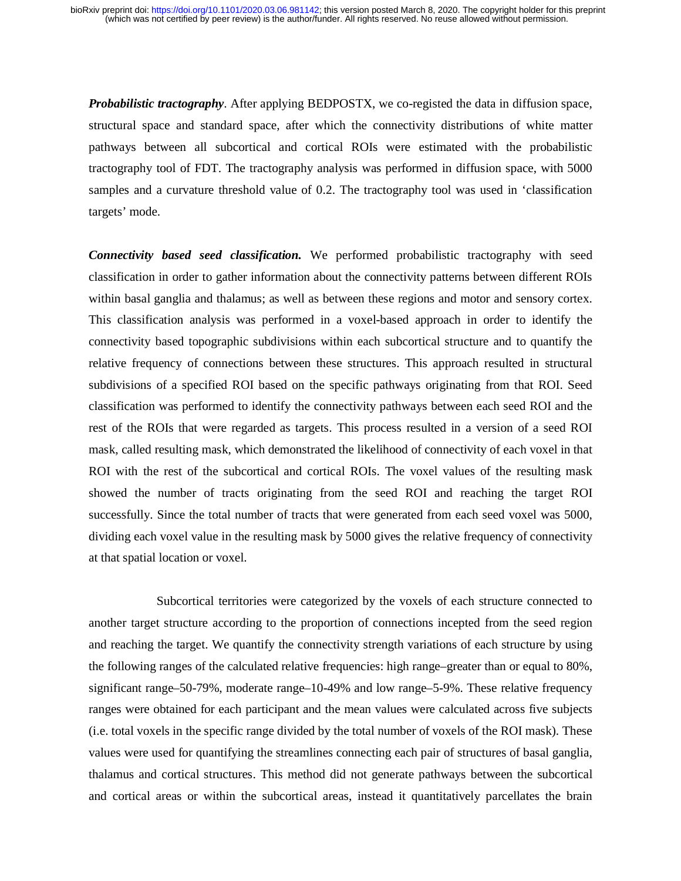***Probabilistic tractography***. After applying BEDPOSTX, we co-registed the data in diffusion space, structural space and standard space, after which the connectivity distributions of white matter pathways between all subcortical and cortical ROIs were estimated with the probabilistic tractography tool of FDT. The tractography analysis was performed in diffusion space, with 5000 samples and a curvature threshold value of 0.2. The tractography tool was used in 'classification targets' mode.

***Connectivity based seed classification.*** We performed probabilistic tractography with seed classification in order to gather information about the connectivity patterns between different ROIs within basal ganglia and thalamus; as well as between these regions and motor and sensory cortex. This classification analysis was performed in a voxel-based approach in order to identify the connectivity based topographic subdivisions within each subcortical structure and to quantify the relative frequency of connections between these structures. This approach resulted in structural subdivisions of a specified ROI based on the specific pathways originating from that ROI. Seed classification was performed to identify the connectivity pathways between each seed ROI and the rest of the ROIs that were regarded as targets. This process resulted in a version of a seed ROI mask, called resulting mask, which demonstrated the likelihood of connectivity of each voxel in that ROI with the rest of the subcortical and cortical ROIs. The voxel values of the resulting mask showed the number of tracts originating from the seed ROI and reaching the target ROI successfully. Since the total number of tracts that were generated from each seed voxel was 5000, dividing each voxel value in the resulting mask by 5000 gives the relative frequency of connectivity at that spatial location or voxel.

Subcortical territories were categorized by the voxels of each structure connected to another target structure according to the proportion of connections incepted from the seed region and reaching the target. We quantify the connectivity strength variations of each structure by using the following ranges of the calculated relative frequencies: high range–greater than or equal to 80%, significant range–50-79%, moderate range–10-49% and low range–5-9%. These relative frequency ranges were obtained for each participant and the mean values were calculated across five subjects (i.e. total voxels in the specific range divided by the total number of voxels of the ROI mask). These values were used for quantifying the streamlines connecting each pair of structures of basal ganglia, thalamus and cortical structures. This method did not generate pathways between the subcortical and cortical areas or within the subcortical areas, instead it quantitatively parcellates the brain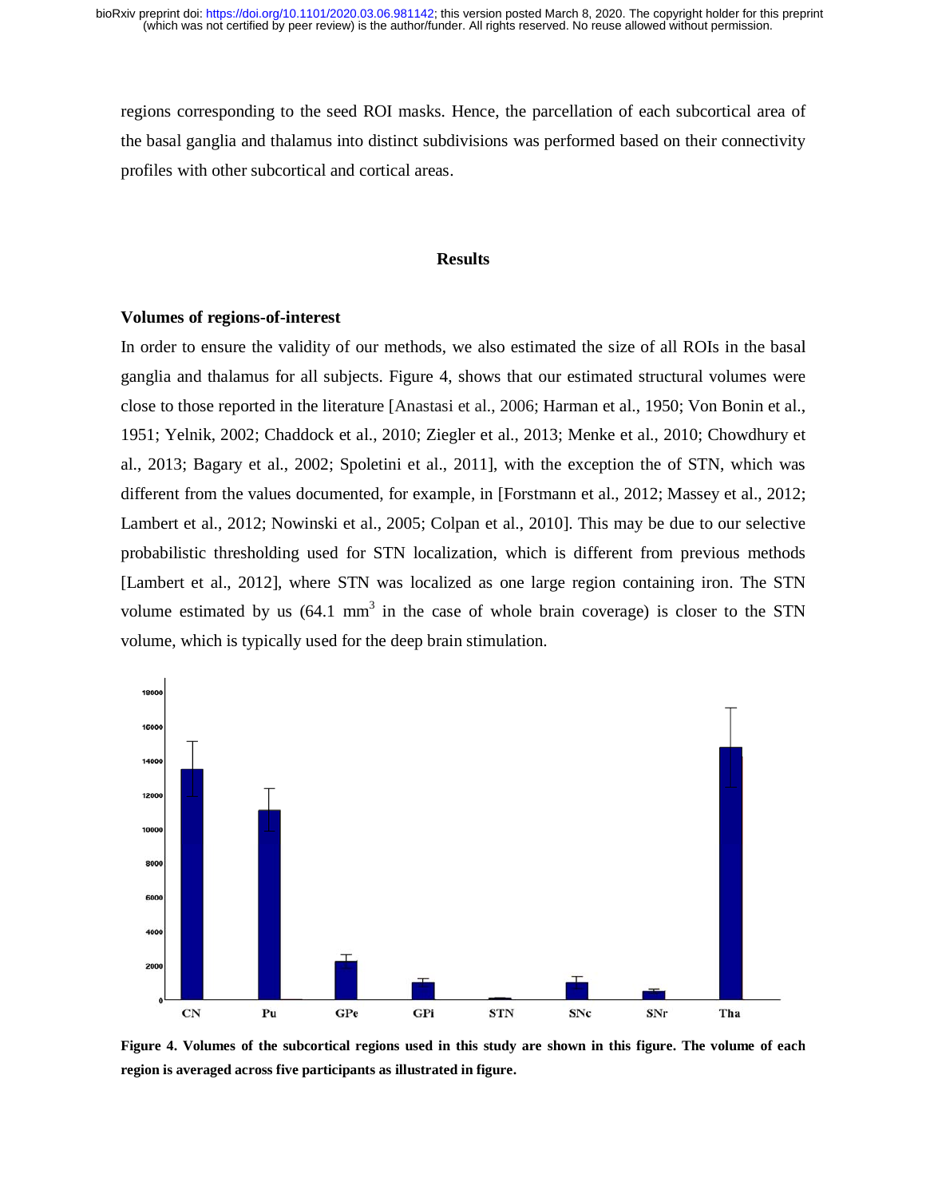regions corresponding to the seed ROI masks. Hence, the parcellation of each subcortical area of the basal ganglia and thalamus into distinct subdivisions was performed based on their connectivity profiles with other subcortical and cortical areas.

## Results

### Volumes of regions-of-interest

In order to ensure the validity of our methods, we also estimated the size of all ROIs in the basal ganglia and thalamus for all subjects. Figure 4, shows that our estimated structural volumes were close to those reported in the literature [Anastasi et al., 2006; Harman et al., 1950; Von Bonin et al., 1951; Yelnik, 2002; Chaddock et al., 2010; Ziegler et al., 2013; Menke et al., 2010; Chowdhury et al., 2013; Bagary et al., 2002; Spoletini et al., 2011], with the exception the of STN, which was different from the values documented, for example, in [Forstmann et al., 2012; Massey et al., 2012; Lambert et al., 2012; Nowinski et al., 2005; Colpan et al., 2010]. This may be due to our selective probabilistic thresholding used for STN localization, which is different from previous methods [Lambert et al., 2012], where STN was localized as one large region containing iron. The STN volume estimated by us (64.1 $mm^3$ in the case of whole brain coverage) is closer to the STN volume, which is typically used for the deep brain stimulation.

**Figure 4. Volumes of the subcortical regions used in this study are shown in this figure. The volume of each region is averaged across five participants as illustrated in figure.**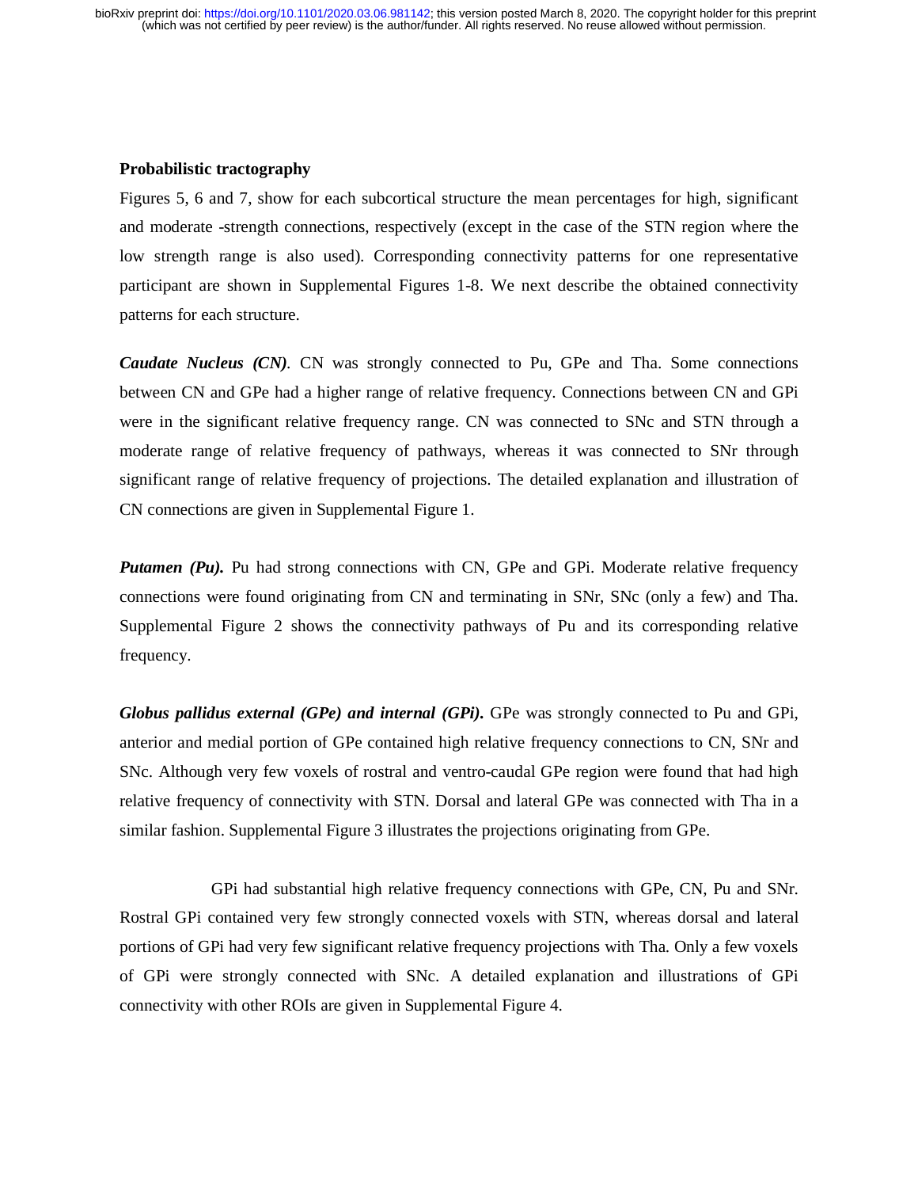**Probabilistic tractography**

Figures 5, 6 and 7, show for each subcortical structure the mean percentages for high, significant and moderate -strength connections, respectively (except in the case of the STN region where the low strength range is also used). Corresponding connectivity patterns for one representative participant are shown in Supplemental Figures 1-8. We next describe the obtained connectivity patterns for each structure.

***Caudate Nucleus (CN)***. CN was strongly connected to Pu, GPe and Tha. Some connections between CN and GPe had a higher range of relative frequency. Connections between CN and GPi were in the significant relative frequency range. CN was connected to SNc and STN through a moderate range of relative frequency of pathways, whereas it was connected to SNr through significant range of relative frequency of projections. The detailed explanation and illustration of CN connections are given in Supplemental Figure 1.

***Putamen (Pu).*** Pu had strong connections with CN, GPe and GPi. Moderate relative frequency connections were found originating from CN and terminating in SNr, SNc (only a few) and Tha. Supplemental Figure 2 shows the connectivity pathways of Pu and its corresponding relative frequency.

***Globus pallidus external (GPe) and internal (GPi).*** GPe was strongly connected to Pu and GPi, anterior and medial portion of GPe contained high relative frequency connections to CN, SNr and SNc. Although very few voxels of rostral and ventro-caudal GPe region were found that had high relative frequency of connectivity with STN. Dorsal and lateral GPe was connected with Tha in a similar fashion. Supplemental Figure 3 illustrates the projections originating from GPe.

GPi had substantial high relative frequency connections with GPe, CN, Pu and SNr. Rostral GPi contained very few strongly connected voxels with STN, whereas dorsal and lateral portions of GPi had very few significant relative frequency projections with Tha. Only a few voxels of GPi were strongly connected with SNc. A detailed explanation and illustrations of GPi connectivity with other ROIs are given in Supplemental Figure 4.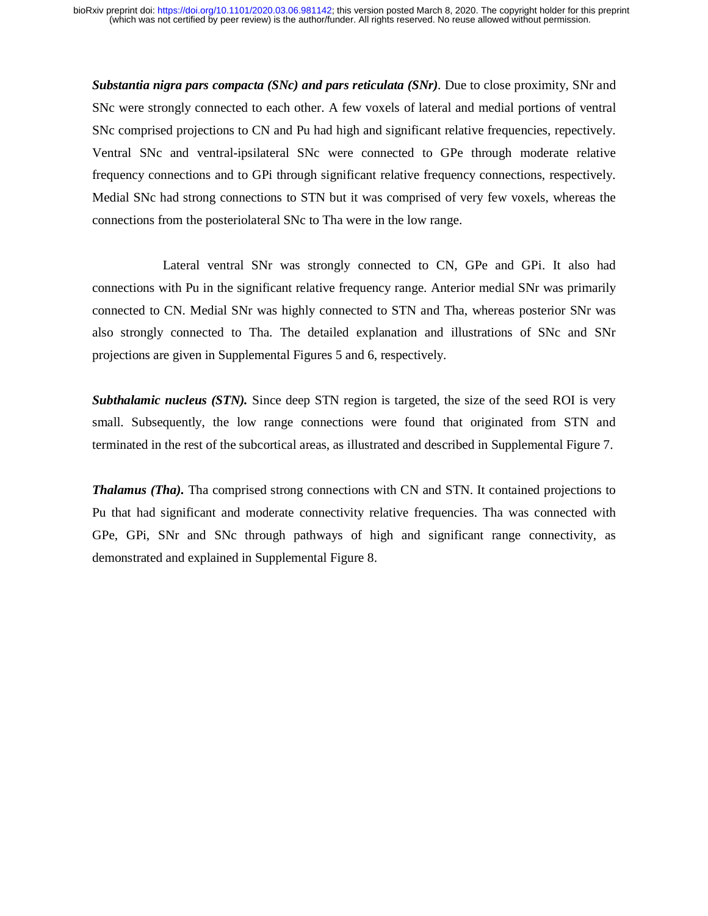***Substantia nigra pars compacta (SNc) and pars reticulata (SNr)***. Due to close proximity, SNr and SNc were strongly connected to each other. A few voxels of lateral and medial portions of ventral SNc comprised projections to CN and Pu had high and significant relative frequencies, repectively. Ventral SNc and ventral-ipsilateral SNc were connected to GPe through moderate relative frequency connections and to GPi through significant relative frequency connections, respectively. Medial SNc had strong connections to STN but it was comprised of very few voxels, whereas the connections from the posteriolateral SNc to Tha were in the low range.

Lateral ventral SNr was strongly connected to CN, GPe and GPi. It also had connections with Pu in the significant relative frequency range. Anterior medial SNr was primarily connected to CN. Medial SNr was highly connected to STN and Tha, whereas posterior SNr was also strongly connected to Tha. The detailed explanation and illustrations of SNc and SNr projections are given in Supplemental Figures 5 and 6, respectively.

***Subthalamic nucleus (STN).*** Since deep STN region is targeted, the size of the seed ROI is very small. Subsequently, the low range connections were found that originated from STN and terminated in the rest of the subcortical areas, as illustrated and described in Supplemental Figure 7.

***Thalamus (Tha).*** Tha comprised strong connections with CN and STN. It contained projections to Pu that had significant and moderate connectivity relative frequencies. Tha was connected with GPe, GPi, SNr and SNc through pathways of high and significant range connectivity, as demonstrated and explained in Supplemental Figure 8.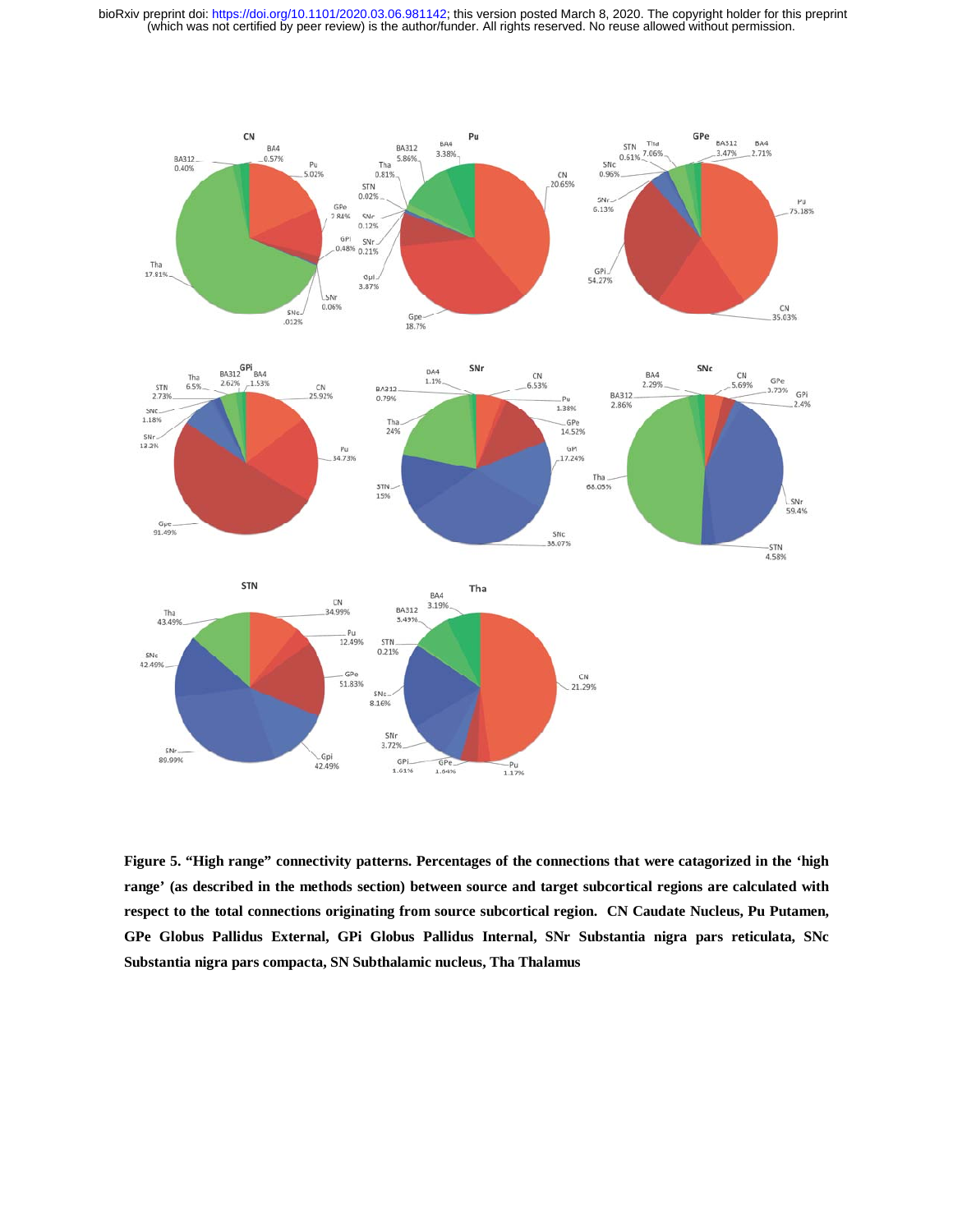**Figure 5. “High range” connectivity patterns. Percentages of the connections that were catagorized in the ‘high range’ (as described in the methods section) between source and target subcortical regions are calculated with respect to the total connections originating from source subcortical region. CN Caudate Nucleus, Pu Putamen, GPe Globus Pallidus External, GPi Globus Pallidus Internal, SNr Substantia nigra pars reticulata, SNc Substantia nigra pars compacta, SN Subthalamic nucleus, Tha Thalamus**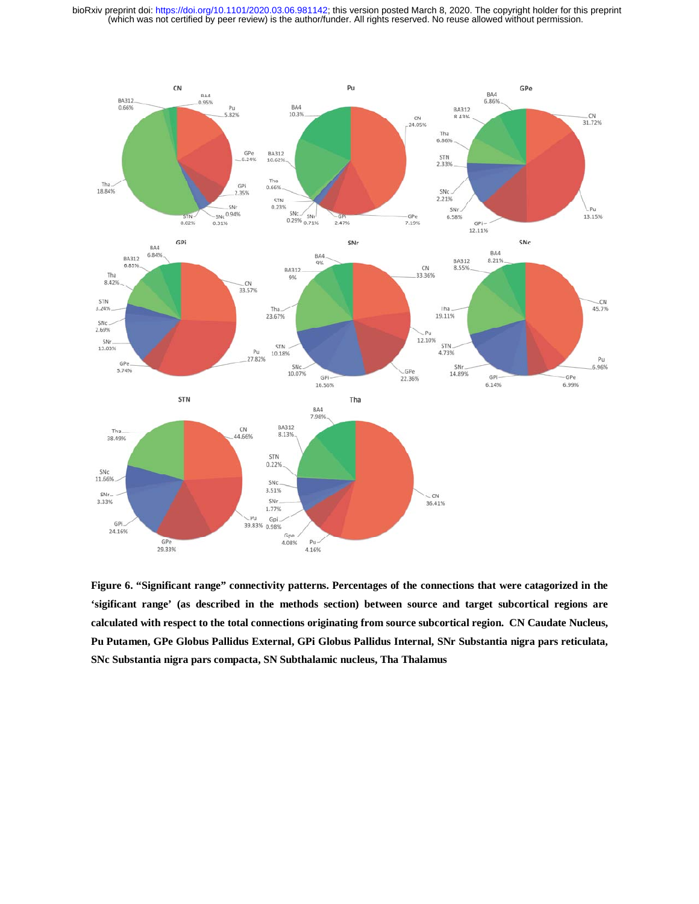**Figure 6. "Significant range" connectivity patterns. Percentages of the connections that were catagorized in the 'sigificant range' (as described in the methods section) between source and target subcortical regions are calculated with respect to the total connections originating from source subcortical region. CN Caudate Nucleus, Pu Putamen, GPe Globus Pallidus External, GPi Globus Pallidus Internal, SNr Substantia nigra pars reticulata, SNc Substantia nigra pars compacta, SN Subthalamic nucleus, Tha Thalamus**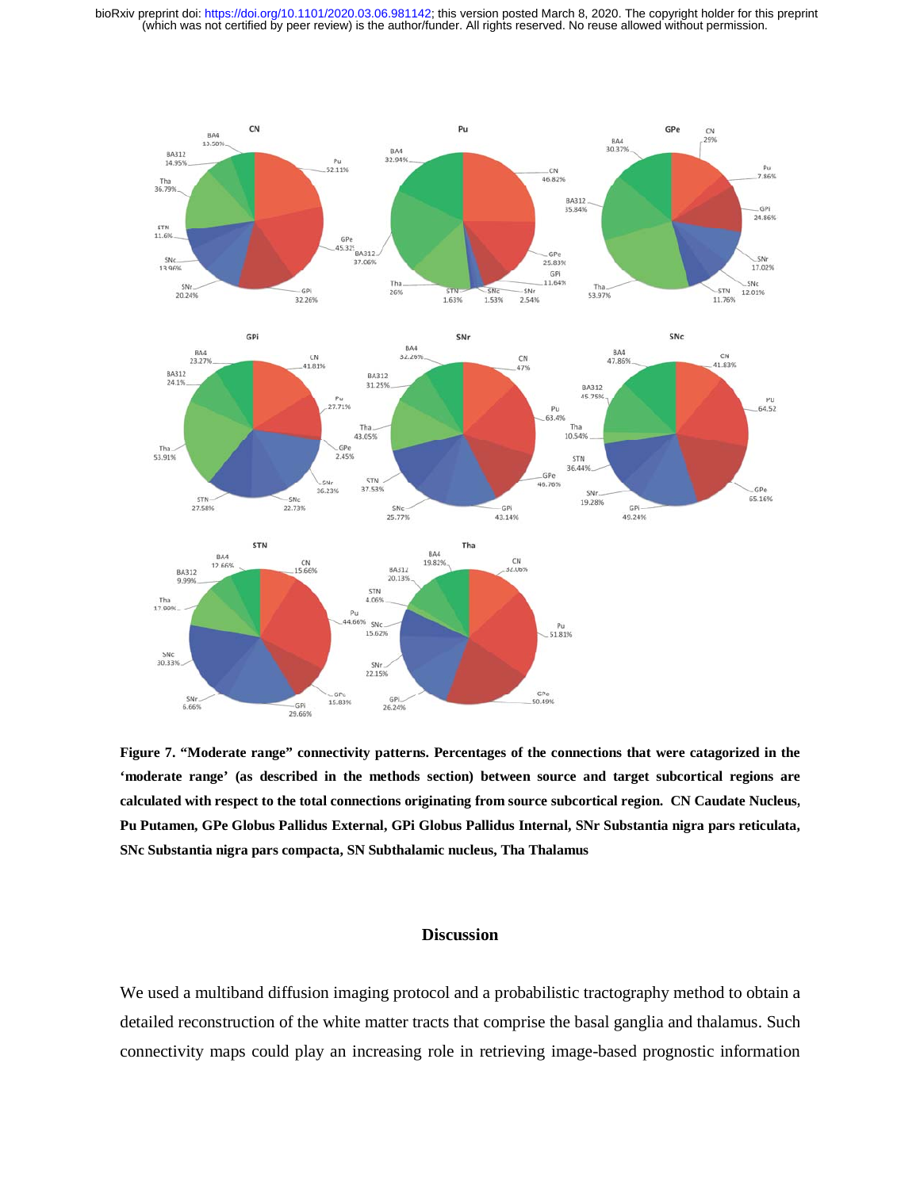**Figure 7. "Moderate range" connectivity patterns. Percentages of the connections that were catagorized in the 'moderate range' (as described in the methods section) between source and target subcortical regions are calculated with respect to the total connections originating from source subcortical region. CN Caudate Nucleus, Pu Putamen, GPe Globus Pallidus External, GPi Globus Pallidus Internal, SNr Substantia nigra pars reticulata, SNc Substantia nigra pars compacta, SN Subthalamic nucleus, Tha Thalamus**

## Discussion

We used a multiband diffusion imaging protocol and a probabilistic tractography method to obtain a detailed reconstruction of the white matter tracts that comprise the basal ganglia and thalamus. Such connectivity maps could play an increasing role in retrieving image-based prognostic information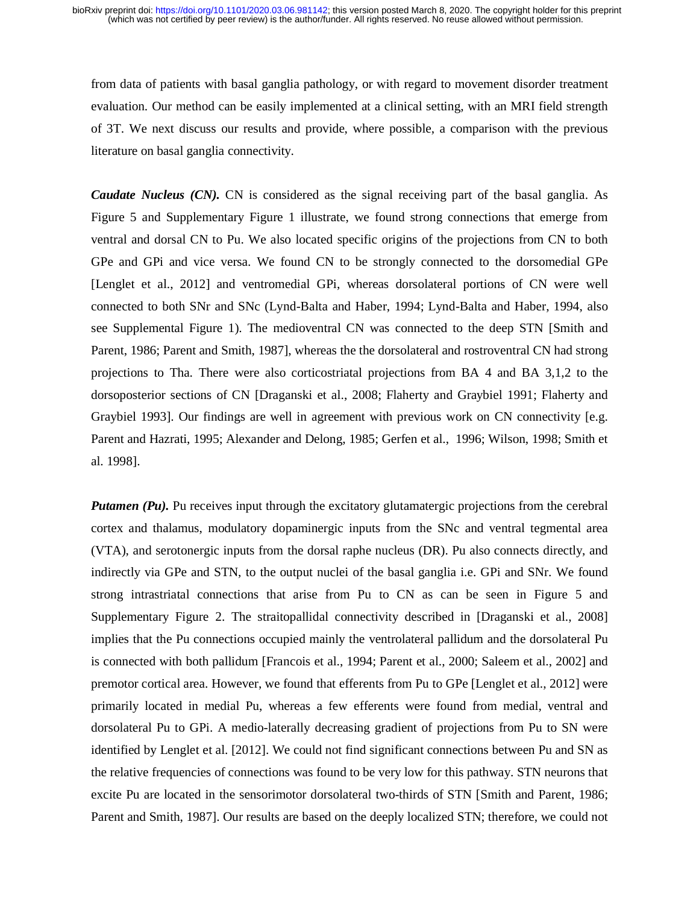from data of patients with basal ganglia pathology, or with regard to movement disorder treatment evaluation. Our method can be easily implemented at a clinical setting, with an MRI field strength of 3T. We next discuss our results and provide, where possible, a comparison with the previous literature on basal ganglia connectivity.

***Caudate Nucleus (CN).*** CN is considered as the signal receiving part of the basal ganglia. As Figure 5 and Supplementary Figure 1 illustrate, we found strong connections that emerge from ventral and dorsal CN to Pu. We also located specific origins of the projections from CN to both GPe and GPi and vice versa. We found CN to be strongly connected to the dorsomedial GPe [Lenglet et al., 2012] and ventromedial GPi, whereas dorsolateral portions of CN were well connected to both SNr and SNc (Lynd-Balta and Haber, 1994; Lynd-Balta and Haber, 1994, also see Supplemental Figure 1). The medioventral CN was connected to the deep STN [Smith and Parent, 1986; Parent and Smith, 1987], whereas the the dorsolateral and rostroventral CN had strong projections to Tha. There were also corticostriatal projections from BA 4 and BA 3,1,2 to the dorsoposterior sections of CN [Draganski et al., 2008; Flaherty and Graybiel 1991; Flaherty and Graybiel 1993]. Our findings are well in agreement with previous work on CN connectivity [e.g. Parent and Hazrati, 1995; Alexander and Delong, 1985; Gerfen et al., 1996; Wilson, 1998; Smith et al. 1998].

***Putamen (Pu).*** Pu receives input through the excitatory glutamatergic projections from the cerebral cortex and thalamus, modulatory dopaminergic inputs from the SNc and ventral tegmental area (VTA), and serotonergic inputs from the dorsal raphe nucleus (DR). Pu also connects directly, and indirectly via GPe and STN, to the output nuclei of the basal ganglia i.e. GPi and SNr. We found strong intrastriatal connections that arise from Pu to CN as can be seen in Figure 5 and Supplementary Figure 2. The straitopallidal connectivity described in [Draganski et al., 2008] implies that the Pu connections occupied mainly the ventrolateral pallidum and the dorsolateral Pu is connected with both pallidum [Francois et al., 1994; Parent et al., 2000; Saleem et al., 2002] and premotor cortical area. However, we found that efferents from Pu to GPe [Lenglet et al., 2012] were primarily located in medial Pu, whereas a few efferents were found from medial, ventral and dorsolateral Pu to GPi. A medio-laterally decreasing gradient of projections from Pu to SN were identified by Lenglet et al. [2012]. We could not find significant connections between Pu and SN as the relative frequencies of connections was found to be very low for this pathway. STN neurons that excite Pu are located in the sensorimotor dorsolateral two-thirds of STN [Smith and Parent, 1986; Parent and Smith, 1987]. Our results are based on the deeply localized STN; therefore, we could not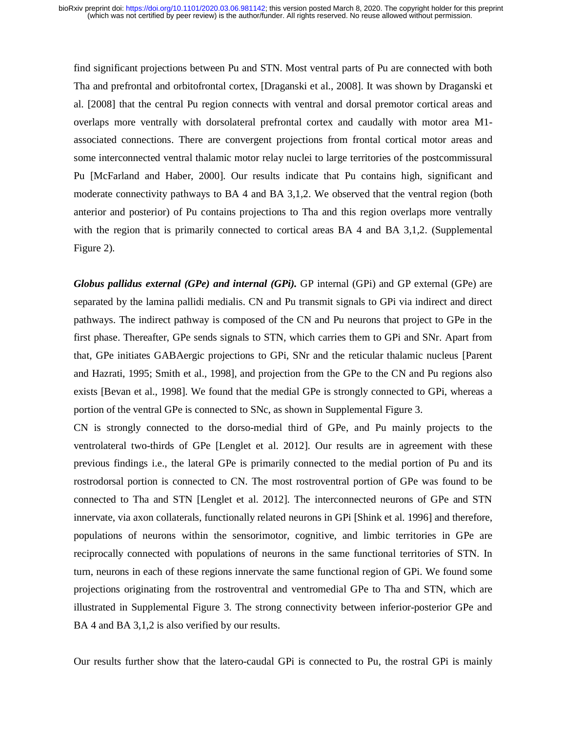find significant projections between Pu and STN. Most ventral parts of Pu are connected with both Tha and prefrontal and orbitofrontal cortex, [Draganski et al., 2008]. It was shown by Draganski et al. [2008] that the central Pu region connects with ventral and dorsal premotor cortical areas and overlaps more ventrally with dorsolateral prefrontal cortex and caudally with motor area M1-associated connections. There are convergent projections from frontal cortical motor areas and some interconnected ventral thalamic motor relay nuclei to large territories of the postcommissural Pu [McFarland and Haber, 2000]. Our results indicate that Pu contains high, significant and moderate connectivity pathways to BA 4 and BA 3,1,2. We observed that the ventral region (both anterior and posterior) of Pu contains projections to Tha and this region overlaps more ventrally with the region that is primarily connected to cortical areas BA 4 and BA 3,1,2. (Supplemental Figure 2).

***Globus pallidus external (GPe) and internal (GPi).*** GP internal (GPi) and GP external (GPe) are separated by the lamina pallidi medialis. CN and Pu transmit signals to GPi via indirect and direct pathways. The indirect pathway is composed of the CN and Pu neurons that project to GPe in the first phase. Thereafter, GPe sends signals to STN, which carries them to GPi and SNr. Apart from that, GPe initiates GABAergic projections to GPi, SNr and the reticular thalamic nucleus [Parent and Hazrati, 1995; Smith et al., 1998], and projection from the GPe to the CN and Pu regions also exists [Bevan et al., 1998]. We found that the medial GPe is strongly connected to GPi, whereas a portion of the ventral GPe is connected to SNc, as shown in Supplemental Figure 3.

CN is strongly connected to the dorso-medial third of GPe, and Pu mainly projects to the ventrolateral two-thirds of GPe [Lenglet et al. 2012]. Our results are in agreement with these previous findings i.e., the lateral GPe is primarily connected to the medial portion of Pu and its rostrodorsal portion is connected to CN. The most rostroventral portion of GPe was found to be connected to Tha and STN [Lenglet et al. 2012]. The interconnected neurons of GPe and STN innervate, via axon collaterals, functionally related neurons in GPi [Shink et al. 1996] and therefore, populations of neurons within the sensorimotor, cognitive, and limbic territories in GPe are reciprocally connected with populations of neurons in the same functional territories of STN. In turn, neurons in each of these regions innervate the same functional region of GPi. We found some projections originating from the rostroventral and ventromedial GPe to Tha and STN, which are illustrated in Supplemental Figure 3. The strong connectivity between inferior-posterior GPe and BA 4 and BA 3,1,2 is also verified by our results.

Our results further show that the latero-caudal GPi is connected to Pu, the rostral GPi is mainly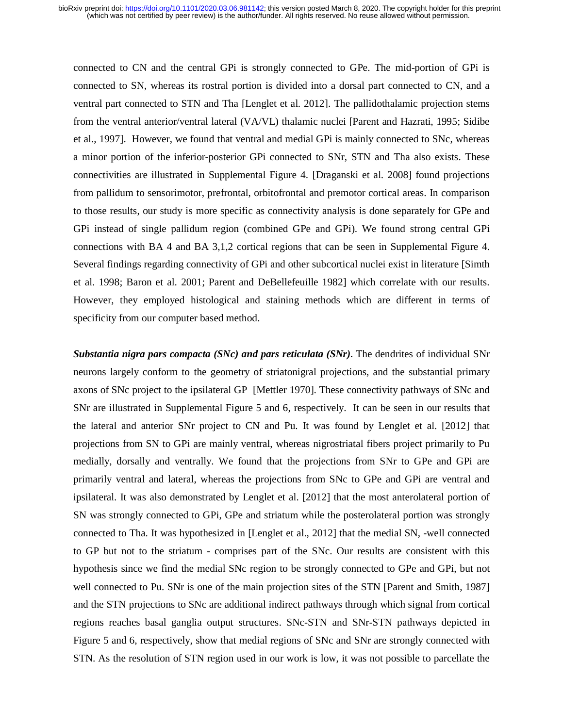connected to CN and the central GPi is strongly connected to GPe. The mid-portion of GPi is connected to SN, whereas its rostral portion is divided into a dorsal part connected to CN, and a ventral part connected to STN and Tha [Lenglet et al. 2012]. The pallidothalamic projection stems from the ventral anterior/ventral lateral (VA/VL) thalamic nuclei [Parent and Hazrati, 1995; Sidibe et al., 1997]. However, we found that ventral and medial GPi is mainly connected to SNc, whereas a minor portion of the inferior-posterior GPi connected to SNr, STN and Tha also exists. These connectivities are illustrated in Supplemental Figure 4. [Draganski et al. 2008] found projections from pallidum to sensorimotor, prefrontal, orbitofrontal and premotor cortical areas. In comparison to those results, our study is more specific as connectivity analysis is done separately for GPe and GPi instead of single pallidum region (combined GPe and GPi). We found strong central GPi connections with BA 4 and BA 3,1,2 cortical regions that can be seen in Supplemental Figure 4. Several findings regarding connectivity of GPi and other subcortical nuclei exist in literature [Simth et al. 1998; Baron et al. 2001; Parent and DeBellefeuille 1982] which correlate with our results. However, they employed histological and staining methods which are different in terms of specificity from our computer based method.

***Substantia nigra pars compacta (SNc) and pars reticulata (SNr).*** The dendrites of individual SNr neurons largely conform to the geometry of striatonigral projections, and the substantial primary axons of SNc project to the ipsilateral GP [Mettler 1970]. These connectivity pathways of SNc and SNr are illustrated in Supplemental Figure 5 and 6, respectively. It can be seen in our results that the lateral and anterior SNr project to CN and Pu. It was found by Lenglet et al. [2012] that projections from SN to GPi are mainly ventral, whereas nigrostriatal fibers project primarily to Pu medially, dorsally and ventrally. We found that the projections from SNr to GPe and GPi are primarily ventral and lateral, whereas the projections from SNc to GPe and GPi are ventral and ipsilateral. It was also demonstrated by Lenglet et al. [2012] that the most anterolateral portion of SN was strongly connected to GPi, GPe and striatum while the posterolateral portion was strongly connected to Tha. It was hypothesized in [Lenglet et al., 2012] that the medial SN, -well connected to GP but not to the striatum - comprises part of the SNc. Our results are consistent with this hypothesis since we find the medial SNc region to be strongly connected to GPe and GPi, but not well connected to Pu. SNr is one of the main projection sites of the STN [Parent and Smith, 1987] and the STN projections to SNc are additional indirect pathways through which signal from cortical regions reaches basal ganglia output structures. SNc-STN and SNr-STN pathways depicted in Figure 5 and 6, respectively, show that medial regions of SNc and SNr are strongly connected with STN. As the resolution of STN region used in our work is low, it was not possible to parcellate the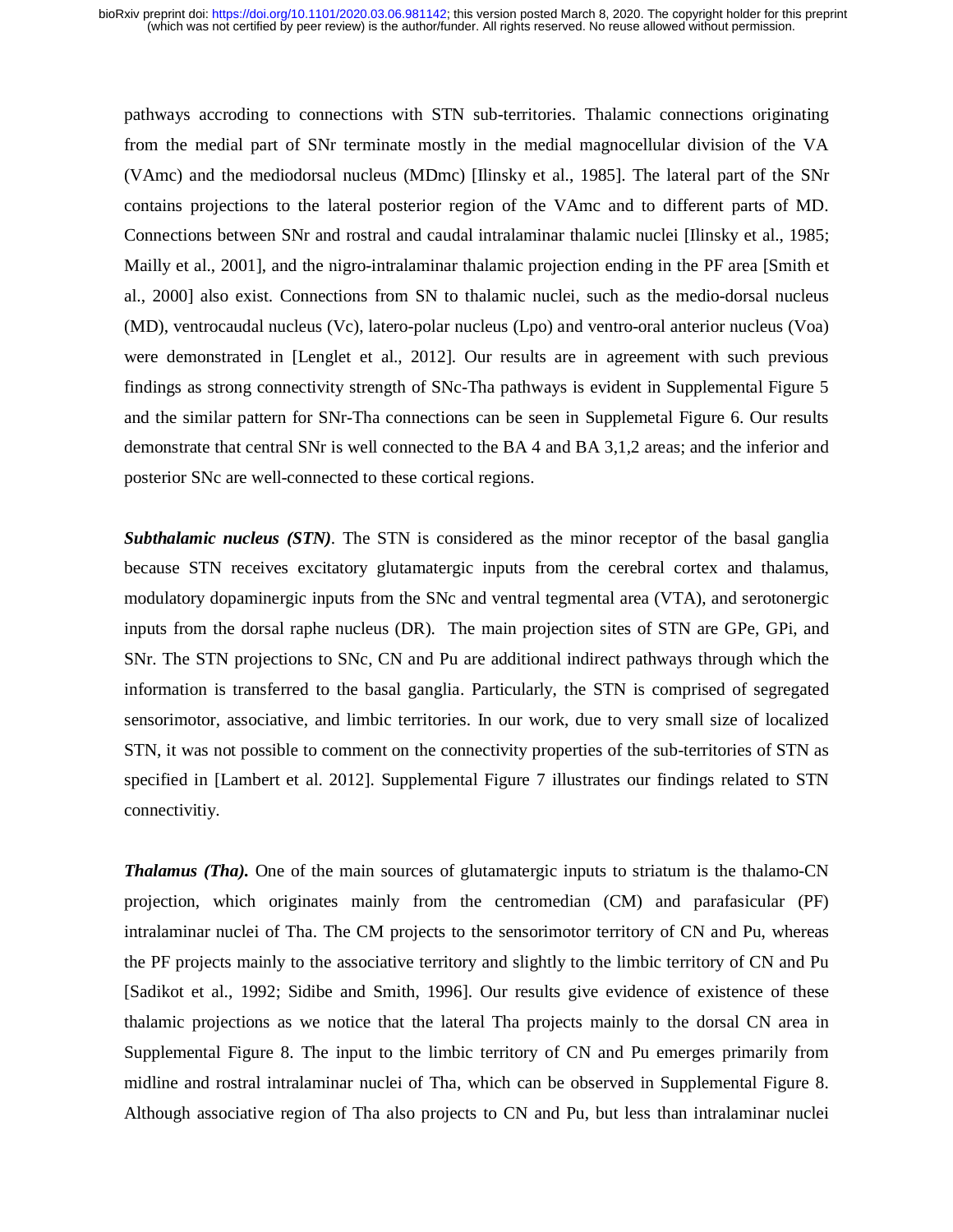pathways accroding to connections with STN sub-territories. Thalamic connections originating from the medial part of SNr terminate mostly in the medial magnocellular division of the VA (VAmc) and the mediodorsal nucleus (MDmc) [Ilinsky et al., 1985]. The lateral part of the SNr contains projections to the lateral posterior region of the VAmc and to different parts of MD. Connections between SNr and rostral and caudal intralaminar thalamic nuclei [Ilinsky et al., 1985; Mailly et al., 2001], and the nigro-intralaminar thalamic projection ending in the PF area [Smith et al., 2000] also exist. Connections from SN to thalamic nuclei, such as the medio-dorsal nucleus (MD), ventrocaudal nucleus (Vc), latero-polar nucleus (Lpo) and ventro-oral anterior nucleus (Voa) were demonstrated in [Lenglet et al., 2012]. Our results are in agreement with such previous findings as strong connectivity strength of SNc-Tha pathways is evident in Supplemental Figure 5 and the similar pattern for SNr-Tha connections can be seen in Supplemetal Figure 6. Our results demonstrate that central SNr is well connected to the BA 4 and BA 3,1,2 areas; and the inferior and posterior SNc are well-connected to these cortical regions.

***Subthalamic nucleus (STN)***. The STN is considered as the minor receptor of the basal ganglia because STN receives excitatory glutamatergic inputs from the cerebral cortex and thalamus, modulatory dopaminergic inputs from the SNc and ventral tegmental area (VTA), and serotonergic inputs from the dorsal raphe nucleus (DR). The main projection sites of STN are GPe, GPi, and SNr. The STN projections to SNc, CN and Pu are additional indirect pathways through which the information is transferred to the basal ganglia. Particularly, the STN is comprised of segregated sensorimotor, associative, and limbic territories. In our work, due to very small size of localized STN, it was not possible to comment on the connectivity properties of the sub-territories of STN as specified in [Lambert et al. 2012]. Supplemental Figure 7 illustrates our findings related to STN connectivitiy.

***Thalamus (Tha).*** One of the main sources of glutamatergic inputs to striatum is the thalamo-CN projection, which originates mainly from the centromedian (CM) and parafasicular (PF) intralaminar nuclei of Tha. The CM projects to the sensorimotor territory of CN and Pu, whereas the PF projects mainly to the associative territory and slightly to the limbic territory of CN and Pu [Sadikot et al., 1992; Sidibe and Smith, 1996]. Our results give evidence of existence of these thalamic projections as we notice that the lateral Tha projects mainly to the dorsal CN area in Supplemental Figure 8. The input to the limbic territory of CN and Pu emerges primarily from midline and rostral intralaminar nuclei of Tha, which can be observed in Supplemental Figure 8. Although associative region of Tha also projects to CN and Pu, but less than intralaminar nuclei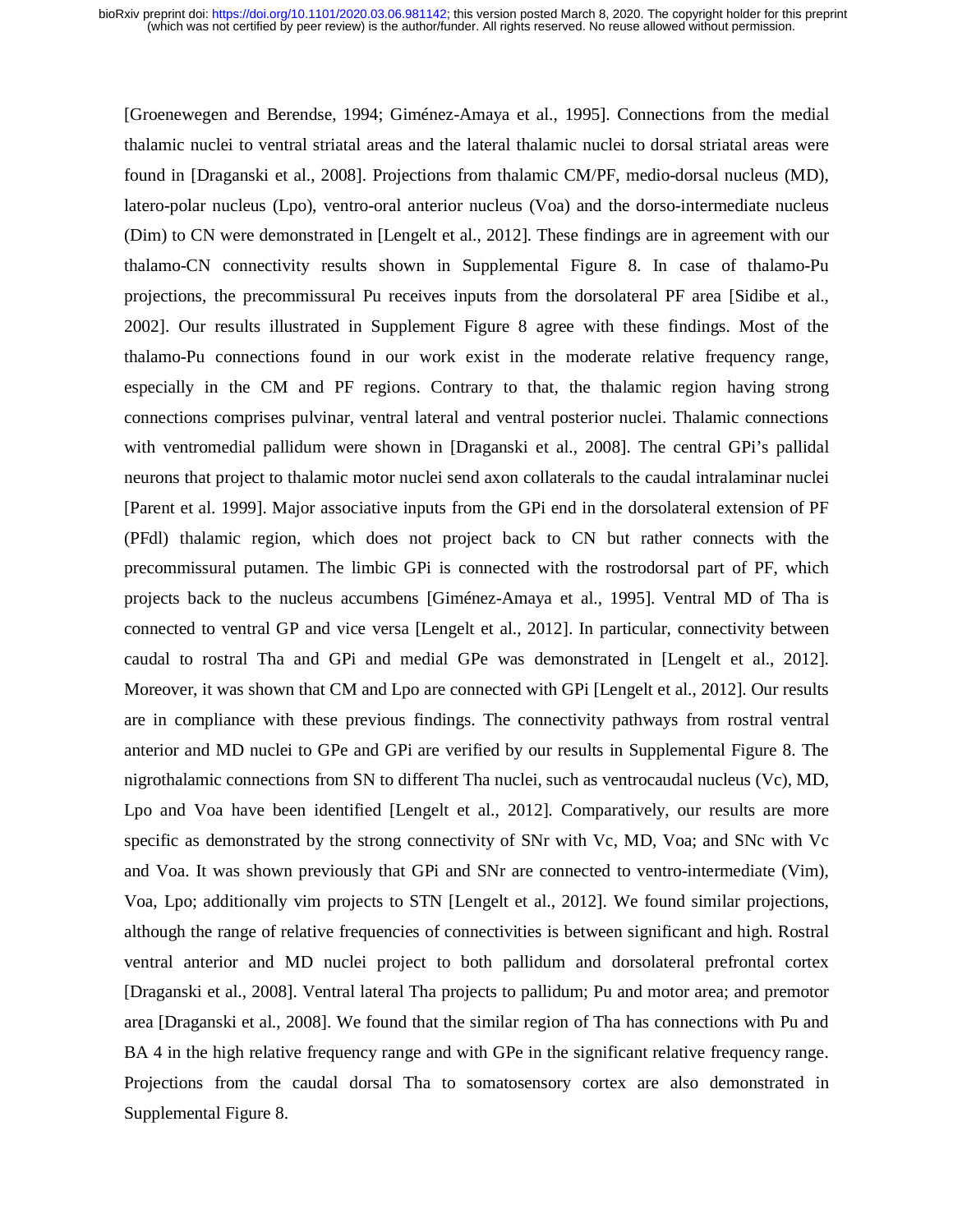[Groenewegen and Berendse, 1994; Giménez-Amaya et al., 1995]. Connections from the medial thalamic nuclei to ventral striatal areas and the lateral thalamic nuclei to dorsal striatal areas were found in [Draganski et al., 2008]. Projections from thalamic CM/PF, medio-dorsal nucleus (MD), latero-polar nucleus (Lpo), ventro-oral anterior nucleus (Voa) and the dorso-intermediate nucleus (Dim) to CN were demonstrated in [Lengelt et al., 2012]. These findings are in agreement with our thalamo-CN connectivity results shown in Supplemental Figure 8. In case of thalamo-Pu projections, the precommissural Pu receives inputs from the dorsolateral PF area [Sidibe et al., 2002]. Our results illustrated in Supplement Figure 8 agree with these findings. Most of the thalamo-Pu connections found in our work exist in the moderate relative frequency range, especially in the CM and PF regions. Contrary to that, the thalamic region having strong connections comprises pulvinar, ventral lateral and ventral posterior nuclei. Thalamic connections with ventromedial pallidum were shown in [Draganski et al., 2008]. The central GPi's pallidal neurons that project to thalamic motor nuclei send axon collaterals to the caudal intralaminar nuclei [Parent et al. 1999]. Major associative inputs from the GPi end in the dorsolateral extension of PF (PFdl) thalamic region, which does not project back to CN but rather connects with the precommissural putamen. The limbic GPi is connected with the rostrodorsal part of PF, which projects back to the nucleus accumbens [Giménez-Amaya et al., 1995]. Ventral MD of Tha is connected to ventral GP and vice versa [Lengelt et al., 2012]. In particular, connectivity between caudal to rostral Tha and GPi and medial GPe was demonstrated in [Lengelt et al., 2012]. Moreover, it was shown that CM and Lpo are connected with GPi [Lengelt et al., 2012]. Our results are in compliance with these previous findings. The connectivity pathways from rostral ventral anterior and MD nuclei to GPe and GPi are verified by our results in Supplemental Figure 8. The nigrothalamic connections from SN to different Tha nuclei, such as ventrocaudal nucleus (Vc), MD, Lpo and Voa have been identified [Lengelt et al., 2012]. Comparatively, our results are more specific as demonstrated by the strong connectivity of SNr with Vc, MD, Voa; and SNc with Vc and Voa. It was shown previously that GPi and SNr are connected to ventro-intermediate (Vim), Voa, Lpo; additionally vim projects to STN [Lengelt et al., 2012]. We found similar projections, although the range of relative frequencies of connectivities is between significant and high. Rostral ventral anterior and MD nuclei project to both pallidum and dorsolateral prefrontal cortex [Draganski et al., 2008]. Ventral lateral Tha projects to pallidum; Pu and motor area; and premotor area [Draganski et al., 2008]. We found that the similar region of Tha has connections with Pu and BA 4 in the high relative frequency range and with GPe in the significant relative frequency range. Projections from the caudal dorsal Tha to somatosensory cortex are also demonstrated in Supplemental Figure 8.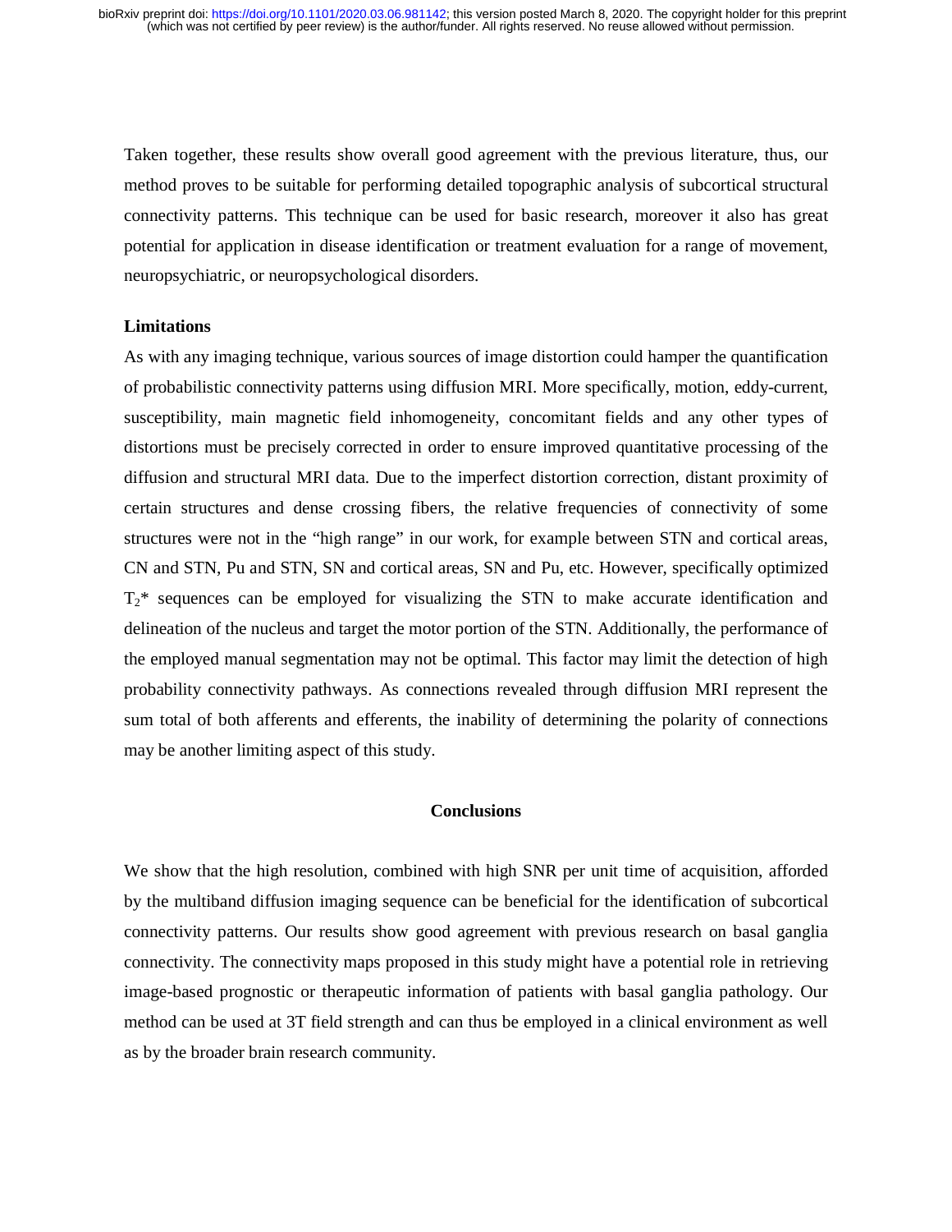Taken together, these results show overall good agreement with the previous literature, thus, our method proves to be suitable for performing detailed topographic analysis of subcortical structural connectivity patterns. This technique can be used for basic research, moreover it also has great potential for application in disease identification or treatment evaluation for a range of movement, neuropsychiatric, or neuropsychological disorders.

### Limitations

As with any imaging technique, various sources of image distortion could hamper the quantification of probabilistic connectivity patterns using diffusion MRI. More specifically, motion, eddy-current, susceptibility, main magnetic field inhomogeneity, concomitant fields and any other types of distortions must be precisely corrected in order to ensure improved quantitative processing of the diffusion and structural MRI data. Due to the imperfect distortion correction, distant proximity of certain structures and dense crossing fibers, the relative frequencies of connectivity of some structures were not in the "high range" in our work, for example between STN and cortical areas, CN and STN, Pu and STN, SN and cortical areas, SN and Pu, etc. However, specifically optimized $T_2$* sequences can be employed for visualizing the STN to make accurate identification and delineation of the nucleus and target the motor portion of the STN. Additionally, the performance of the employed manual segmentation may not be optimal. This factor may limit the detection of high probability connectivity pathways. As connections revealed through diffusion MRI represent the sum total of both afferents and efferents, the inability of determining the polarity of connections may be another limiting aspect of this study.

## Conclusions

We show that the high resolution, combined with high SNR per unit time of acquisition, afforded by the multiband diffusion imaging sequence can be beneficial for the identification of subcortical connectivity patterns. Our results show good agreement with previous research on basal ganglia connectivity. The connectivity maps proposed in this study might have a potential role in retrieving image-based prognostic or therapeutic information of patients with basal ganglia pathology. Our method can be used at 3T field strength and can thus be employed in a clinical environment as well as by the broader brain research community.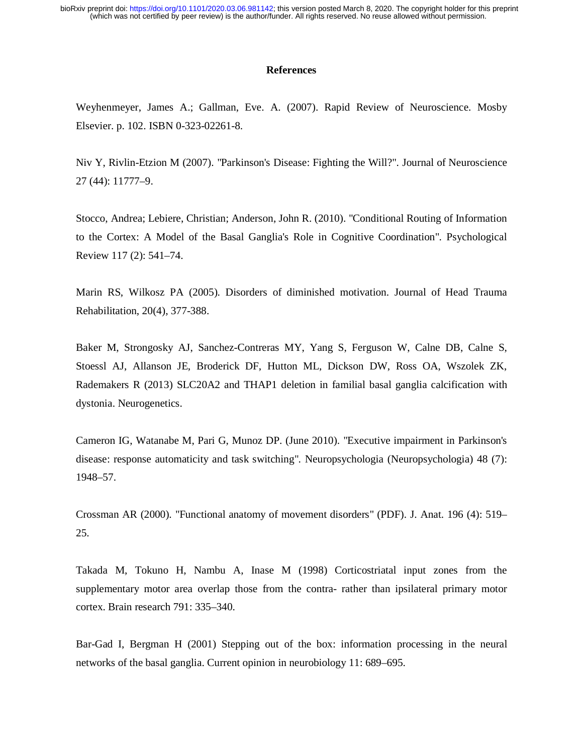## References

Weyhenmeyer, James A.; Gallman, Eve. A. (2007). Rapid Review of Neuroscience. Mosby Elsevier. p. 102. ISBN 0-323-02261-8.

Niv Y, Rivlin-Etzion M (2007). "Parkinson's Disease: Fighting the Will?". Journal of Neuroscience 27 (44): 11777–9.

Stocco, Andrea; Lebiere, Christian; Anderson, John R. (2010). "Conditional Routing of Information to the Cortex: A Model of the Basal Ganglia's Role in Cognitive Coordination". Psychological Review 117 (2): 541–74.

Marin RS, Wilkosz PA (2005). Disorders of diminished motivation. Journal of Head Trauma Rehabilitation, 20(4), 377-388.

Baker M, Strongosky AJ, Sanchez-Contreras MY, Yang S, Ferguson W, Calne DB, Calne S, Stoessl AJ, Allanson JE, Broderick DF, Hutton ML, Dickson DW, Ross OA, Wszolek ZK, Rademakers R (2013) SLC20A2 and THAP1 deletion in familial basal ganglia calcification with dystonia. Neurogenetics.

Cameron IG, Watanabe M, Pari G, Munoz DP. (June 2010). "Executive impairment in Parkinson's disease: response automaticity and task switching". Neuropsychologia (Neuropsychologia) 48 (7): 1948–57.

Crossman AR (2000). "Functional anatomy of movement disorders" (PDF). J. Anat. 196 (4): 519–25.

Takada M, Tokuno H, Nambu A, Inase M (1998) Corticostriatal input zones from the supplementary motor area overlap those from the contra- rather than ipsilateral primary motor cortex. Brain research 791: 335–340.

Bar-Gad I, Bergman H (2001) Stepping out of the box: information processing in the neural networks of the basal ganglia. Current opinion in neurobiology 11: 689–695.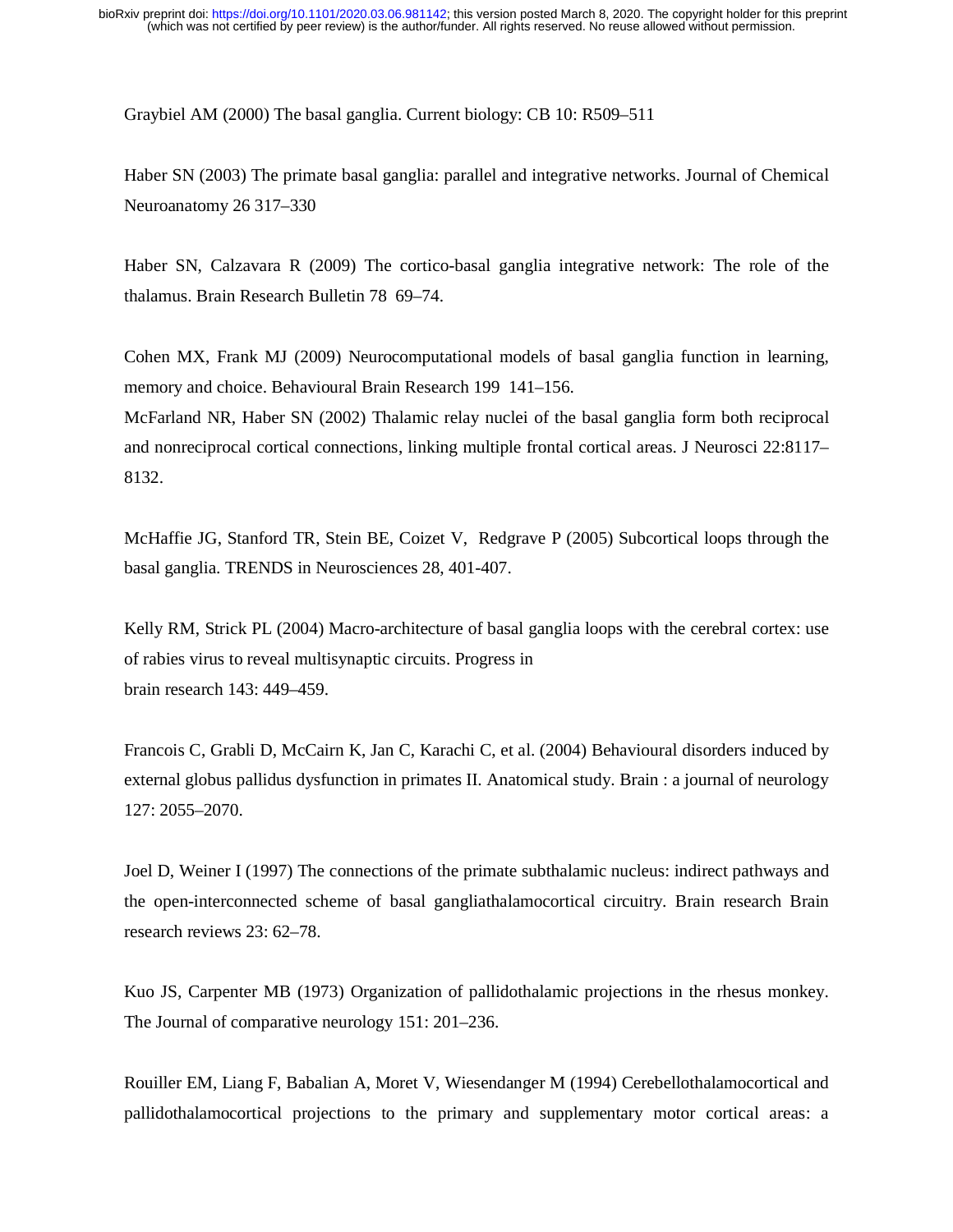Graybiel AM (2000) The basal ganglia. Current biology: CB 10: R509–511

Haber SN (2003) The primate basal ganglia: parallel and integrative networks. Journal of Chemical Neuroanatomy 26 317–330

Haber SN, Calzavara R (2009) The cortico-basal ganglia integrative network: The role of the thalamus. Brain Research Bulletin 78 69–74.

Cohen MX, Frank MJ (2009) Neurocomputational models of basal ganglia function in learning, memory and choice. Behavioural Brain Research 199 141–156.

McFarland NR, Haber SN (2002) Thalamic relay nuclei of the basal ganglia form both reciprocal and nonreciprocal cortical connections, linking multiple frontal cortical areas. J Neurosci 22:8117–8132.

McHaffie JG, Stanford TR, Stein BE, Coizet V, Redgrave P (2005) Subcortical loops through the basal ganglia. TRENDS in Neurosciences 28, 401-407.

Kelly RM, Strick PL (2004) Macro-architecture of basal ganglia loops with the cerebral cortex: use of rabies virus to reveal multisynaptic circuits. Progress in brain research 143: 449–459.

Francois C, Grabli D, McCairn K, Jan C, Karachi C, et al. (2004) Behavioural disorders induced by external globus pallidus dysfunction in primates II. Anatomical study. Brain : a journal of neurology 127: 2055–2070.

Joel D, Weiner I (1997) The connections of the primate subthalamic nucleus: indirect pathways and the open-interconnected scheme of basal gangliathalamocortical circuitry. Brain research Brain research reviews 23: 62–78.

Kuo JS, Carpenter MB (1973) Organization of pallidothalamic projections in the rhesus monkey. The Journal of comparative neurology 151: 201–236.

Rouiller EM, Liang F, Babalian A, Moret V, Wiesendanger M (1994) Cerebellothalamocortical and pallidothalamocortical projections to the primary and supplementary motor cortical areas: a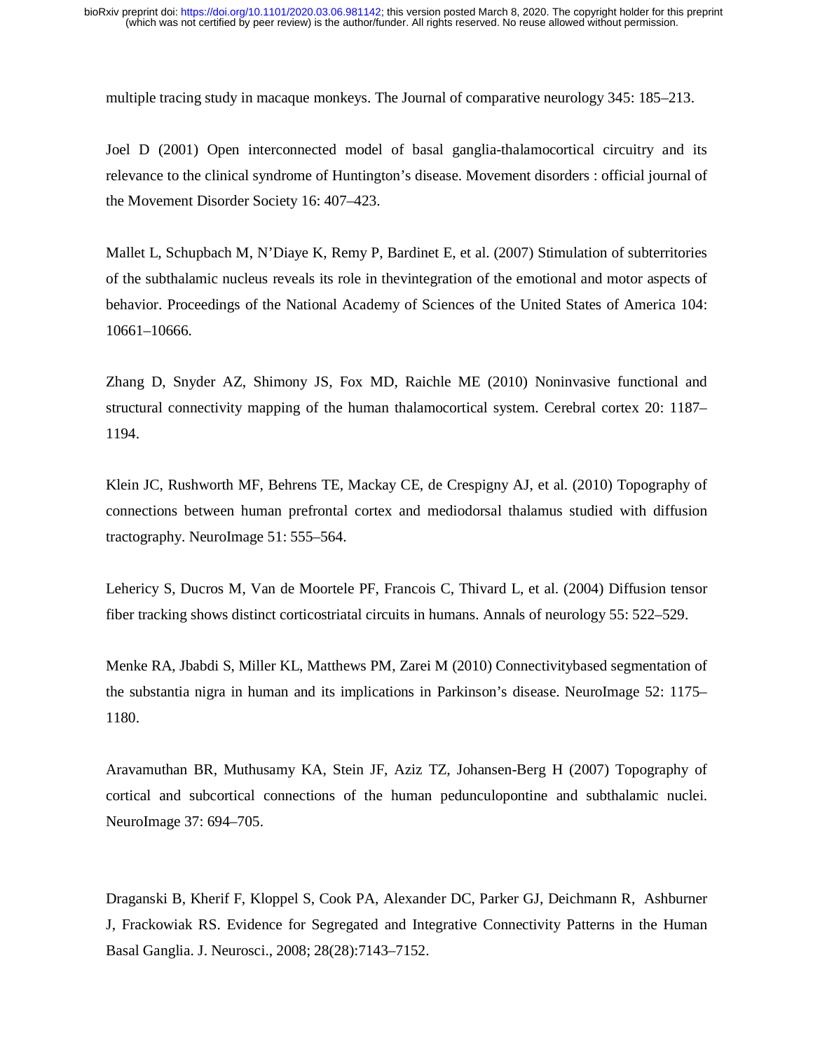multiple tracing study in macaque monkeys. The Journal of comparative neurology 345: 185–213.

Joel D (2001) Open interconnected model of basal ganglia-thalamocortical circuitry and its relevance to the clinical syndrome of Huntington's disease. Movement disorders : official journal of the Movement Disorder Society 16: 407–423.

Mallet L, Schupbach M, N'Diaye K, Remy P, Bardinet E, et al. (2007) Stimulation of subterritories of the subthalamic nucleus reveals its role in thevintegration of the emotional and motor aspects of behavior. Proceedings of the National Academy of Sciences of the United States of America 104: 10661–10666.

Zhang D, Snyder AZ, Shimony JS, Fox MD, Raichle ME (2010) Noninvasive functional and structural connectivity mapping of the human thalamocortical system. Cerebral cortex 20: 1187–1194.

Klein JC, Rushworth MF, Behrens TE, Mackay CE, de Crespigny AJ, et al. (2010) Topography of connections between human prefrontal cortex and mediodorsal thalamus studied with diffusion tractography. NeuroImage 51: 555–564.

Lehericy S, Ducros M, Van de Moortele PF, Francois C, Thivard L, et al. (2004) Diffusion tensor fiber tracking shows distinct corticostriatal circuits in humans. Annals of neurology 55: 522–529.

Menke RA, Jbabdi S, Miller KL, Matthews PM, Zarei M (2010) Connectivitybased segmentation of the substantia nigra in human and its implications in Parkinson's disease. NeuroImage 52: 1175–1180.

Aravamuthan BR, Muthusamy KA, Stein JF, Aziz TZ, Johansen-Berg H (2007) Topography of cortical and subcortical connections of the human pedunculopontine and subthalamic nuclei. NeuroImage 37: 694–705.

Draganski B, Kherif F, Kloppel S, Cook PA, Alexander DC, Parker GJ, Deichmann R, Ashburner J, Frackowiak RS. Evidence for Segregated and Integrative Connectivity Patterns in the Human Basal Ganglia. J. Neurosci., 2008; 28(28):7143–7152.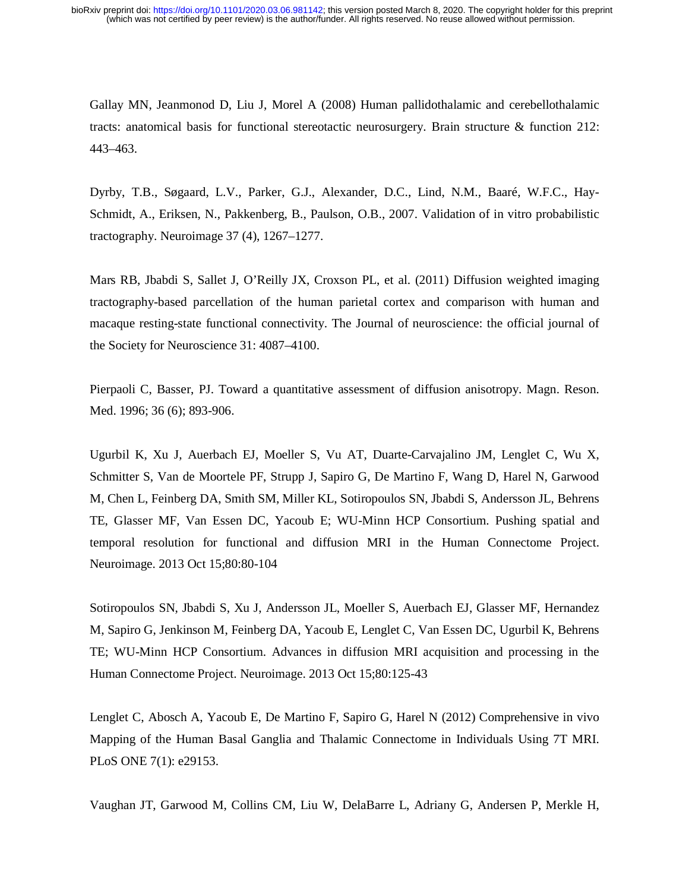Gallay MN, Jeanmonod D, Liu J, Morel A (2008) Human pallidothalamic and cerebellothalamic tracts: anatomical basis for functional stereotactic neurosurgery. Brain structure & function 212: 443–463.

Dyrby, T.B., Søgaard, L.V., Parker, G.J., Alexander, D.C., Lind, N.M., Baaré, W.F.C., Hay-Schmidt, A., Eriksen, N., Pakkenberg, B., Paulson, O.B., 2007. Validation of in vitro probabilistic tractography. Neuroimage 37 (4), 1267–1277.

Mars RB, Jbabdi S, Sallet J, O'Reilly JX, Croxson PL, et al. (2011) Diffusion weighted imaging tractography-based parcellation of the human parietal cortex and comparison with human and macaque resting-state functional connectivity. The Journal of neuroscience: the official journal of the Society for Neuroscience 31: 4087–4100.

Pierpaoli C, Basser, PJ. Toward a quantitative assessment of diffusion anisotropy. Magn. Reson. Med. 1996; 36 (6); 893-906.

Ugurbil K, Xu J, Auerbach EJ, Moeller S, Vu AT, Duarte-Carvajalino JM, Lenglet C, Wu X, Schmitter S, Van de Moortele PF, Strupp J, Sapiro G, De Martino F, Wang D, Harel N, Garwood M, Chen L, Feinberg DA, Smith SM, Miller KL, Sotiropoulos SN, Jbabdi S, Andersson JL, Behrens TE, Glasser MF, Van Essen DC, Yacoub E; WU-Minn HCP Consortium. Pushing spatial and temporal resolution for functional and diffusion MRI in the Human Connectome Project. Neuroimage. 2013 Oct 15;80:80-104

Sotiropoulos SN, Jbabdi S, Xu J, Andersson JL, Moeller S, Auerbach EJ, Glasser MF, Hernandez M, Sapiro G, Jenkinson M, Feinberg DA, Yacoub E, Lenglet C, Van Essen DC, Ugurbil K, Behrens TE; WU-Minn HCP Consortium. Advances in diffusion MRI acquisition and processing in the Human Connectome Project. Neuroimage. 2013 Oct 15;80:125-43

Lenglet C, Abosch A, Yacoub E, De Martino F, Sapiro G, Harel N (2012) Comprehensive in vivo Mapping of the Human Basal Ganglia and Thalamic Connectome in Individuals Using 7T MRI. PLoS ONE 7(1): e29153.

Vaughan JT, Garwood M, Collins CM, Liu W, DelaBarre L, Adriany G, Andersen P, Merkle H,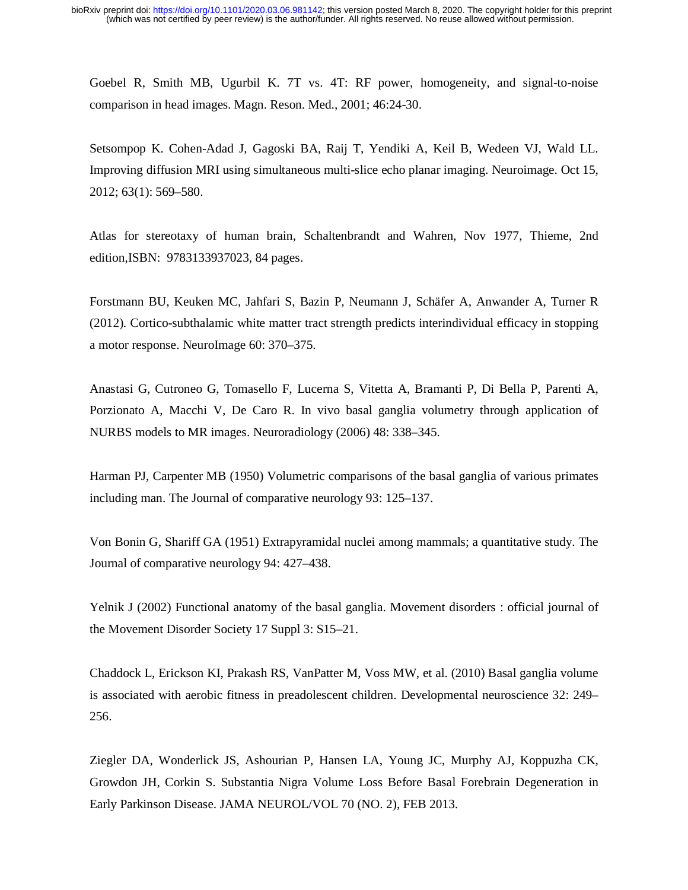Goebel R, Smith MB, Ugurbil K. 7T vs. 4T: RF power, homogeneity, and signal-to-noise comparison in head images. Magn. Reson. Med., 2001; 46:24-30.

Setsompop K. Cohen-Adad J, Gagoski BA, Raij T, Yendiki A, Keil B, Wedeen VJ, Wald LL. Improving diffusion MRI using simultaneous multi-slice echo planar imaging. Neuroimage. Oct 15, 2012; 63(1): 569–580.

Atlas for stereotaxy of human brain, Schaltenbrandt and Wahren, Nov 1977, Thieme, 2nd edition,ISBN: 9783133937023, 84 pages.

Forstmann BU, Keuken MC, Jahfari S, Bazin P, Neumann J, Schäfer A, Anwander A, Turner R (2012). Cortico-subthalamic white matter tract strength predicts interindividual efficacy in stopping a motor response. NeuroImage 60: 370–375.

Anastasi G, Cutroneo G, Tomasello F, Lucerna S, Vitetta A, Bramanti P, Di Bella P, Parenti A, Porzionato A, Macchi V, De Caro R. In vivo basal ganglia volumetry through application of NURBS models to MR images. Neuroradiology (2006) 48: 338–345.

Harman PJ, Carpenter MB (1950) Volumetric comparisons of the basal ganglia of various primates including man. The Journal of comparative neurology 93: 125–137.

Von Bonin G, Shariff GA (1951) Extrapyramidal nuclei among mammals; a quantitative study. The Journal of comparative neurology 94: 427–438.

Yelnik J (2002) Functional anatomy of the basal ganglia. Movement disorders : official journal of the Movement Disorder Society 17 Suppl 3: S15–21.

Chaddock L, Erickson KI, Prakash RS, VanPatter M, Voss MW, et al. (2010) Basal ganglia volume is associated with aerobic fitness in preadolescent children. Developmental neuroscience 32: 249–256.

Ziegler DA, Wonderlick JS, Ashourian P, Hansen LA, Young JC, Murphy AJ, Koppuzha CK, Growdon JH, Corkin S. Substantia Nigra Volume Loss Before Basal Forebrain Degeneration in Early Parkinson Disease. JAMA NEUROL/VOL 70 (NO. 2), FEB 2013.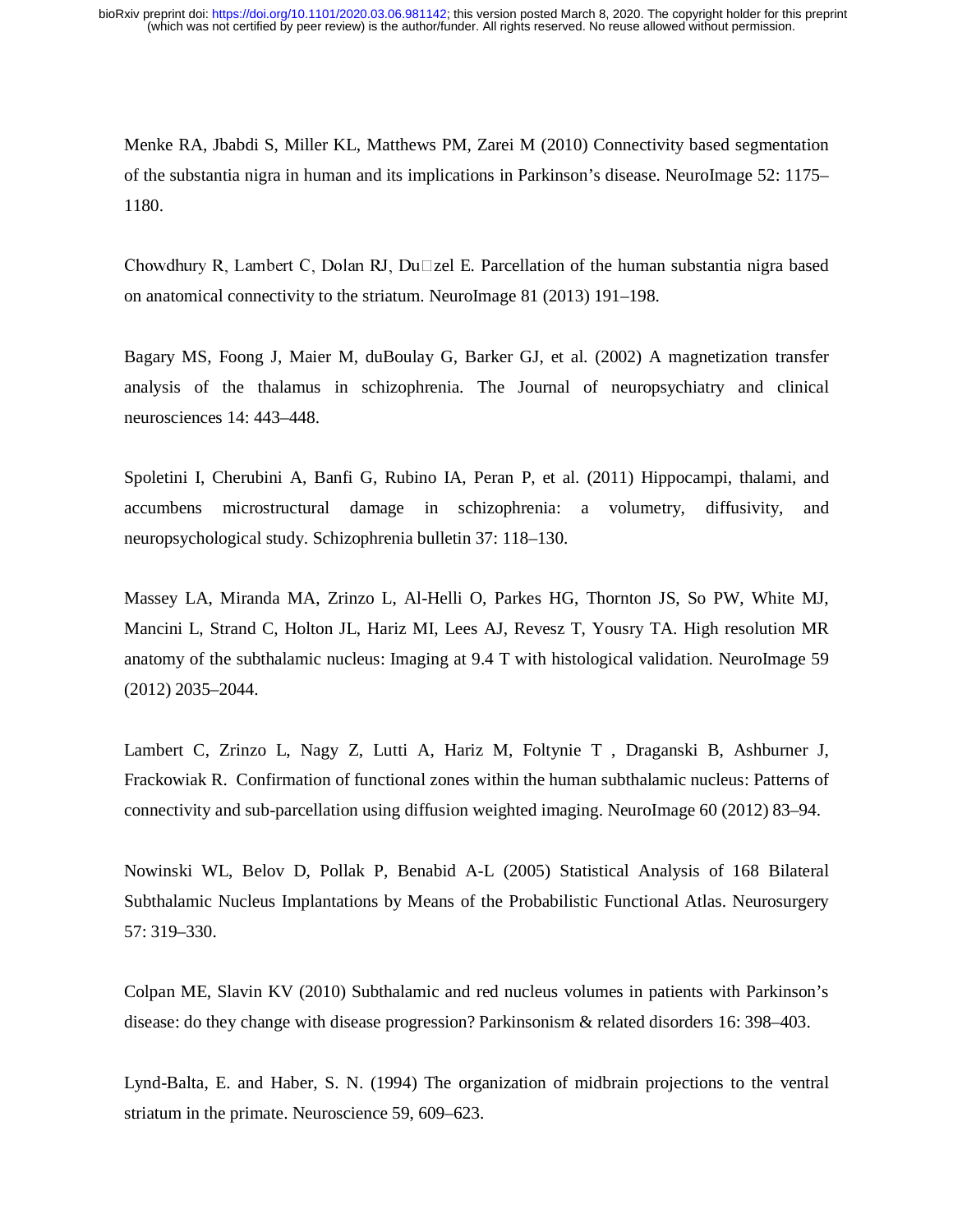Menke RA, Jbabdi S, Miller KL, Matthews PM, Zarei M (2010) Connectivity based segmentation of the substantia nigra in human and its implications in Parkinson's disease. NeuroImage 52: 1175–1180.

Chowdhury R, Lambert C, Dolan RJ, Du□zel E. Parcellation of the human substantia nigra based on anatomical connectivity to the striatum. NeuroImage 81 (2013) 191–198.

Bagary MS, Foong J, Maier M, duBoulay G, Barker GJ, et al. (2002) A magnetization transfer analysis of the thalamus in schizophrenia. The Journal of neuropsychiatry and clinical neurosciences 14: 443–448.

Spoletini I, Cherubini A, Banfi G, Rubino IA, Peran P, et al. (2011) Hippocampi, thalami, and accumbens microstructural damage in schizophrenia: a volumetry, diffusivity, and neuropsychological study. Schizophrenia bulletin 37: 118–130.

Massey LA, Miranda MA, Zrinzo L, Al-Helli O, Parkes HG, Thornton JS, So PW, White MJ, Mancini L, Strand C, Holton JL, Hariz MI, Lees AJ, Revesz T, Yousry TA. High resolution MR anatomy of the subthalamic nucleus: Imaging at 9.4 T with histological validation. NeuroImage 59 (2012) 2035–2044.

Lambert C, Zrinzo L, Nagy Z, Lutti A, Hariz M, Foltynie T , Draganski B, Ashburner J, Frackowiak R. Confirmation of functional zones within the human subthalamic nucleus: Patterns of connectivity and sub-parcellation using diffusion weighted imaging. NeuroImage 60 (2012) 83–94.

Nowinski WL, Belov D, Pollak P, Benabid A-L (2005) Statistical Analysis of 168 Bilateral Subthalamic Nucleus Implantations by Means of the Probabilistic Functional Atlas. Neurosurgery 57: 319–330.

Colpan ME, Slavin KV (2010) Subthalamic and red nucleus volumes in patients with Parkinson's disease: do they change with disease progression? Parkinsonism & related disorders 16: 398–403.

Lynd-Balta, E. and Haber, S. N. (1994) The organization of midbrain projections to the ventral striatum in the primate. Neuroscience 59, 609–623.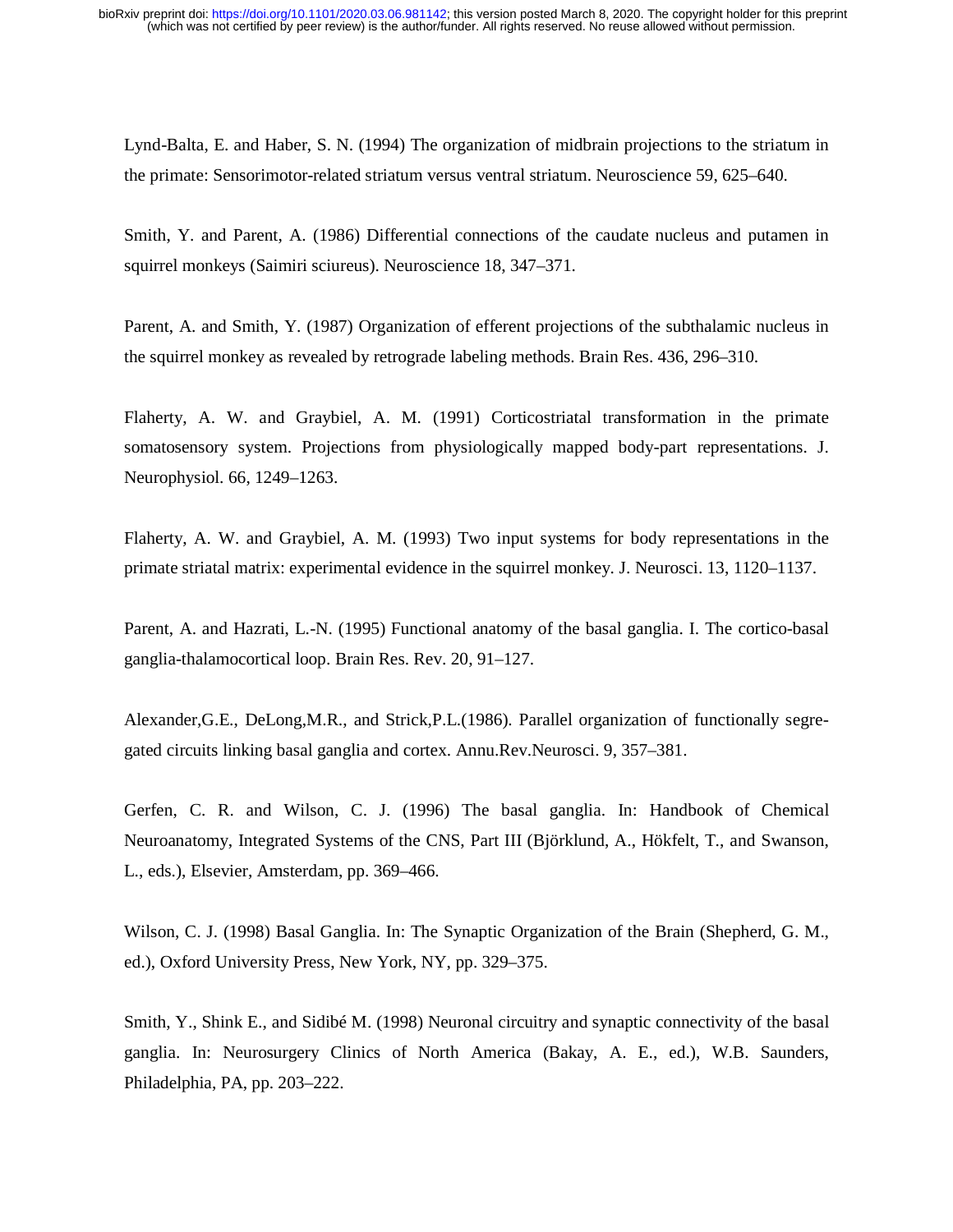Lynd-Balta, E. and Haber, S. N. (1994) The organization of midbrain projections to the striatum in the primate: Sensorimotor-related striatum versus ventral striatum. Neuroscience 59, 625–640.

Smith, Y. and Parent, A. (1986) Differential connections of the caudate nucleus and putamen in squirrel monkeys (Saimiri sciureus). Neuroscience 18, 347–371.

Parent, A. and Smith, Y. (1987) Organization of efferent projections of the subthalamic nucleus in the squirrel monkey as revealed by retrograde labeling methods. Brain Res. 436, 296–310.

Flaherty, A. W. and Graybiel, A. M. (1991) Corticostriatal transformation in the primate somatosensory system. Projections from physiologically mapped body-part representations. J. Neurophysiol. 66, 1249–1263.

Flaherty, A. W. and Graybiel, A. M. (1993) Two input systems for body representations in the primate striatal matrix: experimental evidence in the squirrel monkey. J. Neurosci. 13, 1120–1137.

Parent, A. and Hazrati, L.-N. (1995) Functional anatomy of the basal ganglia. I. The cortico-basal ganglia-thalamocortical loop. Brain Res. Rev. 20, 91–127.

Alexander,G.E., DeLong,M.R., and Strick,P.L.(1986). Parallel organization of functionally segregated circuits linking basal ganglia and cortex. Annu.Rev.Neurosci. 9, 357–381.

Gerfen, C. R. and Wilson, C. J. (1996) The basal ganglia. In: Handbook of Chemical Neuroanatomy, Integrated Systems of the CNS, Part III (Björklund, A., Hökfelt, T., and Swanson, L., eds.), Elsevier, Amsterdam, pp. 369–466.

Wilson, C. J. (1998) Basal Ganglia. In: The Synaptic Organization of the Brain (Shepherd, G. M., ed.), Oxford University Press, New York, NY, pp. 329–375.

Smith, Y., Shink E., and Sidibé M. (1998) Neuronal circuitry and synaptic connectivity of the basal ganglia. In: Neurosurgery Clinics of North America (Bakay, A. E., ed.), W.B. Saunders, Philadelphia, PA, pp. 203–222.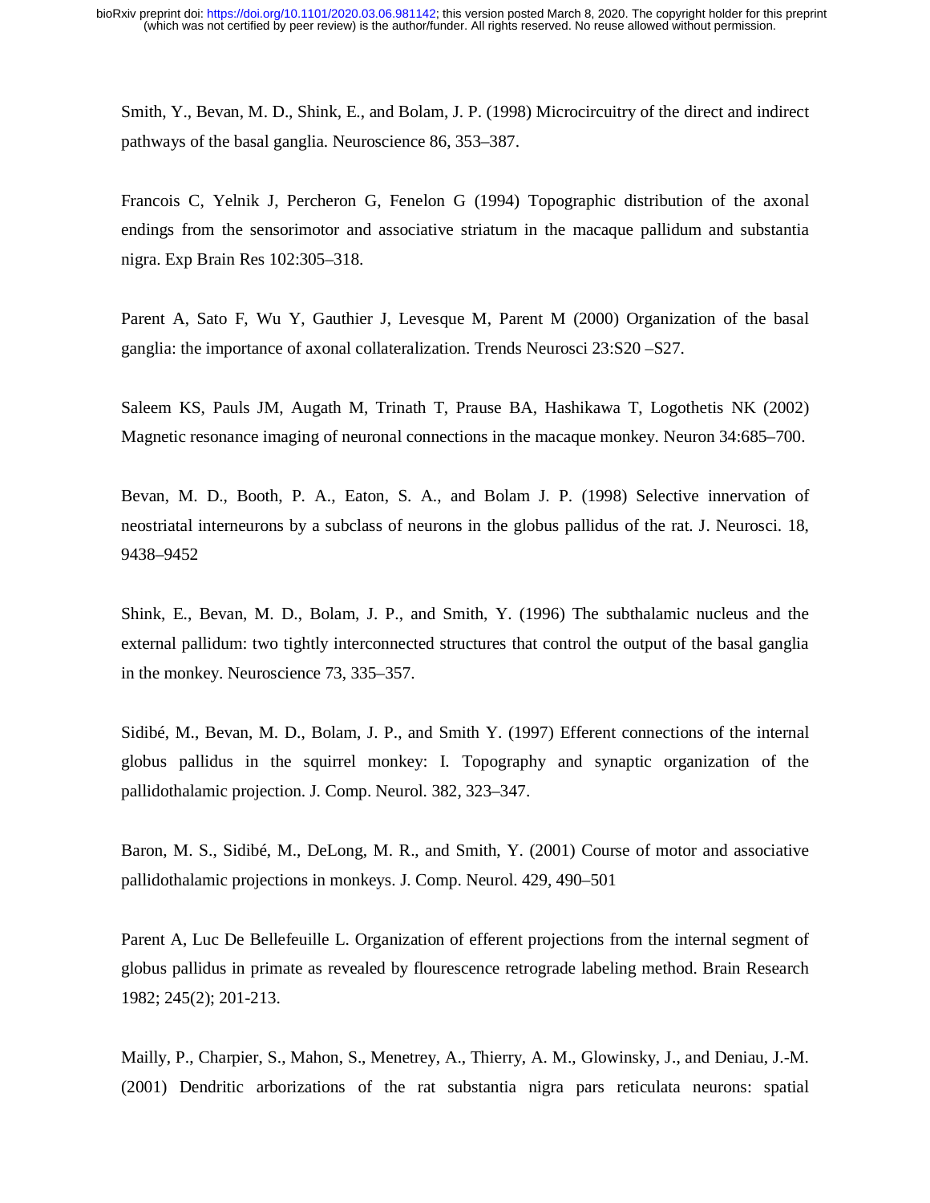Smith, Y., Bevan, M. D., Shink, E., and Bolam, J. P. (1998) Microcircuitry of the direct and indirect pathways of the basal ganglia. Neuroscience 86, 353–387.

Francois C, Yelnik J, Percheron G, Fenelon G (1994) Topographic distribution of the axonal endings from the sensorimotor and associative striatum in the macaque pallidum and substantia nigra. Exp Brain Res 102:305–318.

Parent A, Sato F, Wu Y, Gauthier J, Levesque M, Parent M (2000) Organization of the basal ganglia: the importance of axonal collateralization. Trends Neurosci 23:S20 –S27.

Saleem KS, Pauls JM, Augath M, Trinath T, Prause BA, Hashikawa T, Logothetis NK (2002) Magnetic resonance imaging of neuronal connections in the macaque monkey. Neuron 34:685–700.

Bevan, M. D., Booth, P. A., Eaton, S. A., and Bolam J. P. (1998) Selective innervation of neostriatal interneurons by a subclass of neurons in the globus pallidus of the rat. J. Neurosci. 18, 9438–9452

Shink, E., Bevan, M. D., Bolam, J. P., and Smith, Y. (1996) The subthalamic nucleus and the external pallidum: two tightly interconnected structures that control the output of the basal ganglia in the monkey. Neuroscience 73, 335–357.

Sidibé, M., Bevan, M. D., Bolam, J. P., and Smith Y. (1997) Efferent connections of the internal globus pallidus in the squirrel monkey: I. Topography and synaptic organization of the pallidothalamic projection. J. Comp. Neurol. 382, 323–347.

Baron, M. S., Sidibé, M., DeLong, M. R., and Smith, Y. (2001) Course of motor and associative pallidothalamic projections in monkeys. J. Comp. Neurol. 429, 490–501

Parent A, Luc De Bellefeuille L. Organization of efferent projections from the internal segment of globus pallidus in primate as revealed by flourescence retrograde labeling method. Brain Research 1982; 245(2); 201-213.

Mailly, P., Charpier, S., Mahon, S., Menetrey, A., Thierry, A. M., Glowinsky, J., and Deniau, J.-M. (2001) Dendritic arborizations of the rat substantia nigra pars reticulata neurons: spatial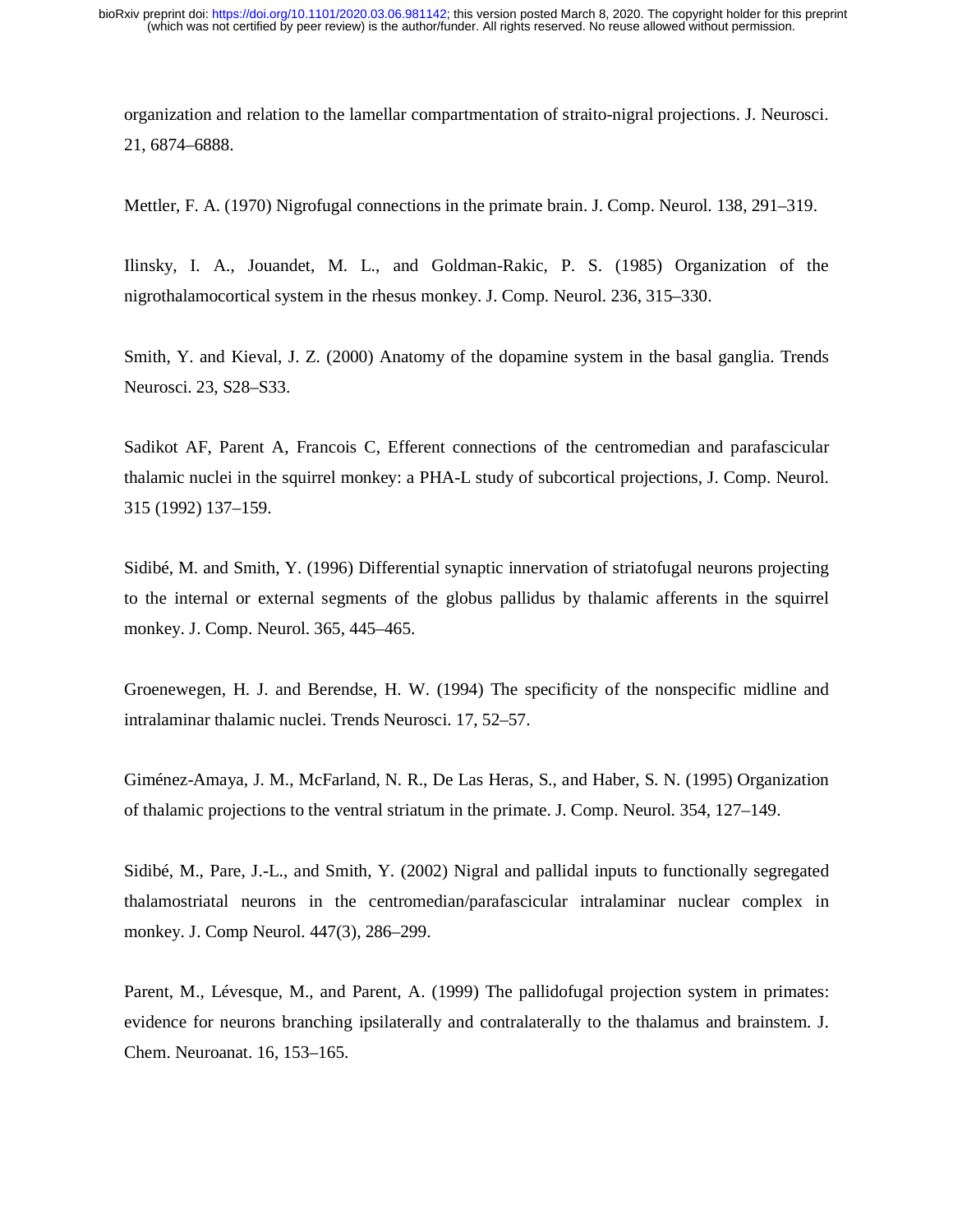organization and relation to the lamellar compartmentation of straito-nigral projections. J. Neurosci. 21, 6874–6888.

Mettler, F. A. (1970) Nigrofugal connections in the primate brain. J. Comp. Neurol. 138, 291–319.

Ilinsky, I. A., Jouandet, M. L., and Goldman-Rakic, P. S. (1985) Organization of the nigrothalamocortical system in the rhesus monkey. J. Comp. Neurol. 236, 315–330.

Smith, Y. and Kieval, J. Z. (2000) Anatomy of the dopamine system in the basal ganglia. Trends Neurosci. 23, S28–S33.

Sadikot AF, Parent A, Francois C, Efferent connections of the centromedian and parafascicular thalamic nuclei in the squirrel monkey: a PHA-L study of subcortical projections, J. Comp. Neurol. 315 (1992) 137–159.

Sidibé, M. and Smith, Y. (1996) Differential synaptic innervation of striatofugal neurons projecting to the internal or external segments of the globus pallidus by thalamic afferents in the squirrel monkey. J. Comp. Neurol. 365, 445–465.

Groenewegen, H. J. and Berendse, H. W. (1994) The specificity of the nonspecific midline and intralaminar thalamic nuclei. Trends Neurosci. 17, 52–57.

Giménez-Amaya, J. M., McFarland, N. R., De Las Heras, S., and Haber, S. N. (1995) Organization of thalamic projections to the ventral striatum in the primate. J. Comp. Neurol. 354, 127–149.

Sidibé, M., Pare, J.-L., and Smith, Y. (2002) Nigral and pallidal inputs to functionally segregated thalamostriatal neurons in the centromedian/parafascicular intralaminar nuclear complex in monkey. J. Comp Neurol. 447(3), 286–299.

Parent, M., Lévesque, M., and Parent, A. (1999) The pallidofugal projection system in primates: evidence for neurons branching ipsilaterally and contralaterally to the thalamus and brainstem. J. Chem. Neuroanat. 16, 153–165.